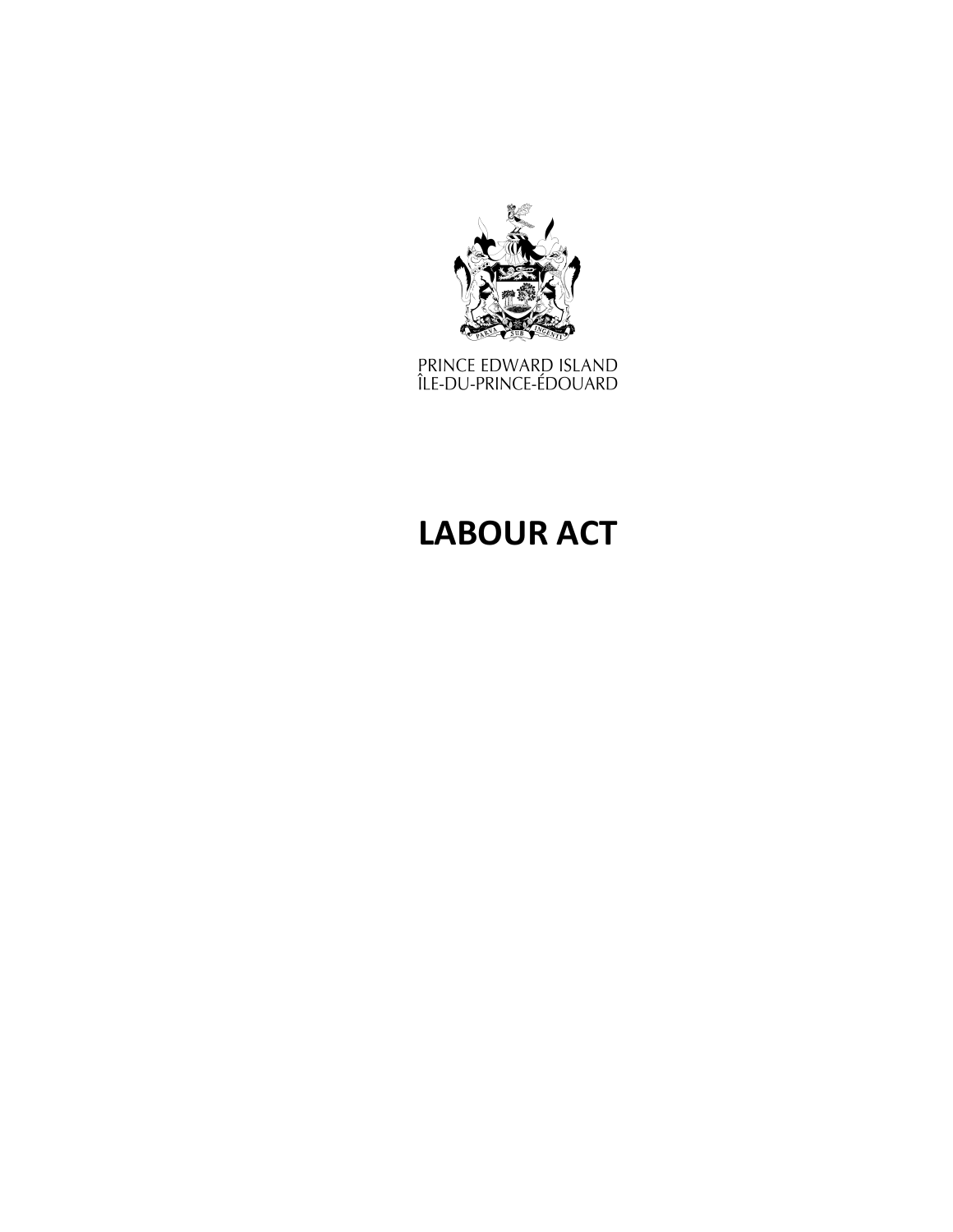PRINCE EDWARD ISLAND
ÎLE-DU-PRINCE-ÉDOUARD

# LABOUR ACT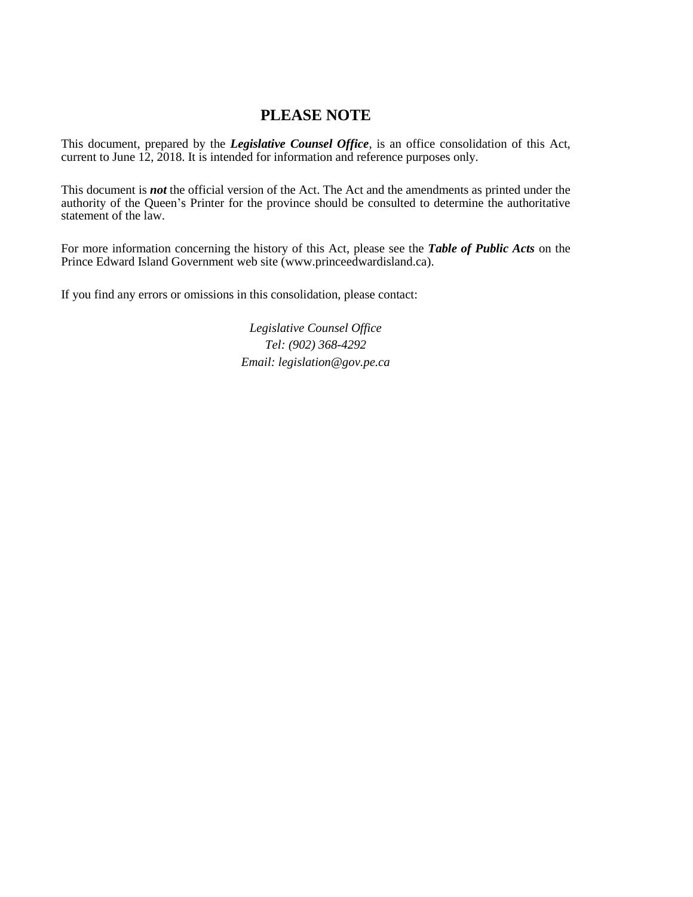# PLEASE NOTE

This document, prepared by the ***Legislative Counsel Office***, is an office consolidation of this Act, current to June 12, 2018. It is intended for information and reference purposes only.

This document is ***not*** the official version of the Act. The Act and the amendments as printed under the authority of the Queen's Printer for the province should be consulted to determine the authoritative statement of the law.

For more information concerning the history of this Act, please see the ***Table of Public Acts*** on the Prince Edward Island Government web site (www.princeedwardisland.ca).

If you find any errors or omissions in this consolidation, please contact:

*Legislative Counsel Office*
*Tel: (902) 368-4292*
*Email: legislation@gov.pe.ca*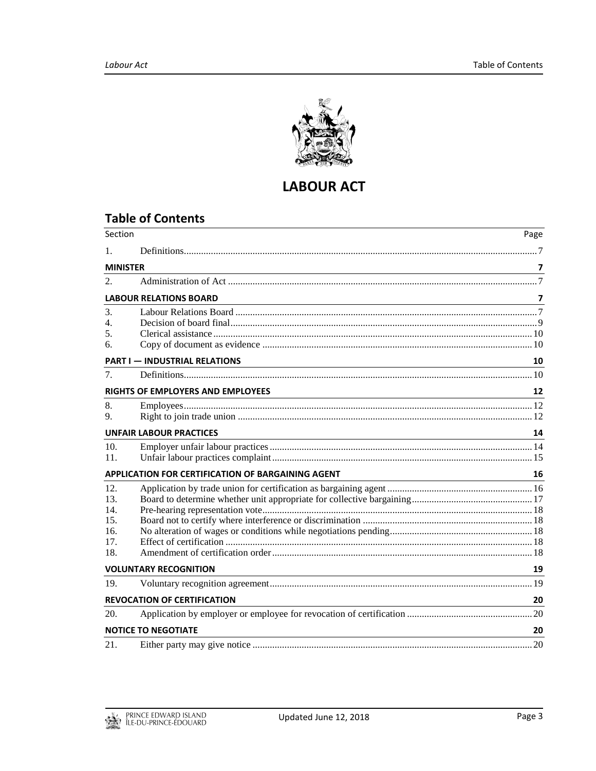# LABOUR ACT

## Table of Contents

| Section | | Page |
|---|---|---|
| 1. | Definitions | 7 |
| **MINISTER** | | **7** |
| 2. | Administration of Act | 7 |
| **LABOUR RELATIONS BOARD** | | **7** |
| 3. | Labour Relations Board | 7 |
| 4. | Decision of board final | 9 |
| 5. | Clerical assistance | 10 |
| 6. | Copy of document as evidence | 10 |
| **PART I — INDUSTRIAL RELATIONS** | | **10** |
| 7. | Definitions | 10 |
| **RIGHTS OF EMPLOYERS AND EMPLOYEES** | | **12** |
| 8. | Employees | 12 |
| 9. | Right to join trade union | 12 |
| **UNFAIR LABOUR PRACTICES** | | **14** |
| 10. | Employer unfair labour practices | 14 |
| 11. | Unfair labour practices complaint | 15 |
| **APPLICATION FOR CERTIFICATION OF BARGAINING AGENT** | | **16** |
| 12. | Application by trade union for certification as bargaining agent | 16 |
| 13. | Board to determine whether unit appropriate for collective bargaining | 17 |
| 14. | Pre-hearing representation vote | 18 |
| 15. | Board not to certify where interference or discrimination | 18 |
| 16. | No alteration of wages or conditions while negotiations pending | 18 |
| 17. | Effect of certification | 18 |
| 18. | Amendment of certification order | 18 |
| **VOLUNTARY RECOGNITION** | | **19** |
| 19. | Voluntary recognition agreement | 19 |
| **REVOCATION OF CERTIFICATION** | | **20** |
| 20. | Application by employer or employee for revocation of certification | 20 |
| **NOTICE TO NEGOTIATE** | | **20** |
| 21. | Either party may give notice | 20 |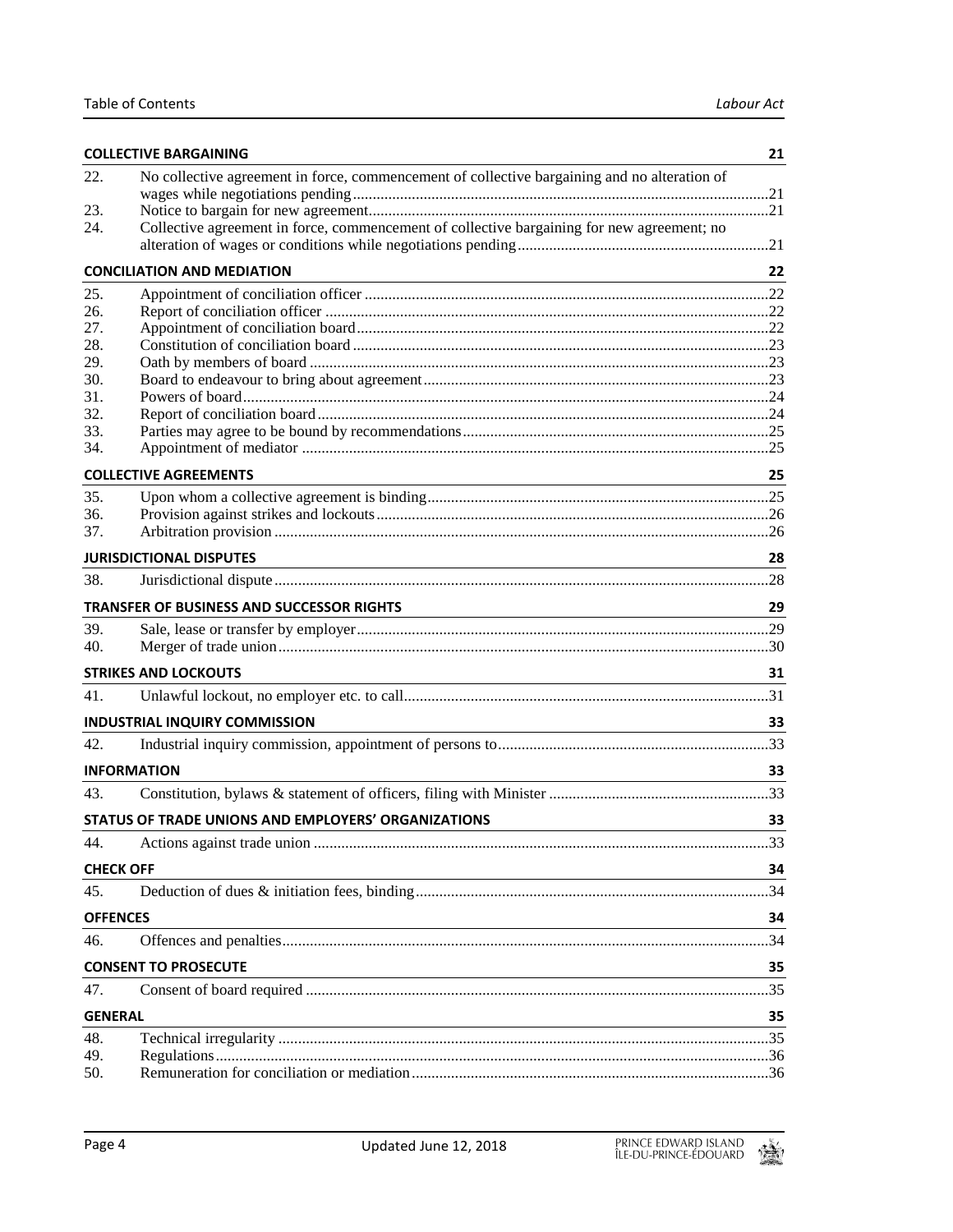**COLLECTIVE BARGAINING** 21

22. No collective agreement in force, commencement of collective bargaining and no alteration of wages while negotiations pending ....21
23. Notice to bargain for new agreement ....21
24. Collective agreement in force, commencement of collective bargaining for new agreement; no alteration of wages or conditions while negotiations pending ....21

**CONCILIATION AND MEDIATION** 22

25. Appointment of conciliation officer ....22
26. Report of conciliation officer ....22
27. Appointment of conciliation board ....22
28. Constitution of conciliation board ....23
29. Oath by members of board ....23
30. Board to endeavour to bring about agreement ....23
31. Powers of board ....24
32. Report of conciliation board ....24
33. Parties may agree to be bound by recommendations ....25
34. Appointment of mediator ....25

**COLLECTIVE AGREEMENTS** 25

35. Upon whom a collective agreement is binding ....25
36. Provision against strikes and lockouts ....26
37. Arbitration provision ....26

**JURISDICTIONAL DISPUTES** 28

38. Jurisdictional dispute ....28

**TRANSFER OF BUSINESS AND SUCCESSOR RIGHTS** 29

39. Sale, lease or transfer by employer ....29
40. Merger of trade union ....30

**STRIKES AND LOCKOUTS** 31

41. Unlawful lockout, no employer etc. to call ....31

**INDUSTRIAL INQUIRY COMMISSION** 33

42. Industrial inquiry commission, appointment of persons to ....33

**INFORMATION** 33

43. Constitution, bylaws & statement of officers, filing with Minister ....33

**STATUS OF TRADE UNIONS AND EMPLOYERS' ORGANIZATIONS** 33

44. Actions against trade union ....33

**CHECK OFF** 34

45. Deduction of dues & initiation fees, binding ....34

**OFFENCES** 34

46. Offences and penalties ....34

**CONSENT TO PROSECUTE** 35

47. Consent of board required ....35

**GENERAL** 35

48. Technical irregularity ....35
49. Regulations ....36
50. Remuneration for conciliation or mediation ....36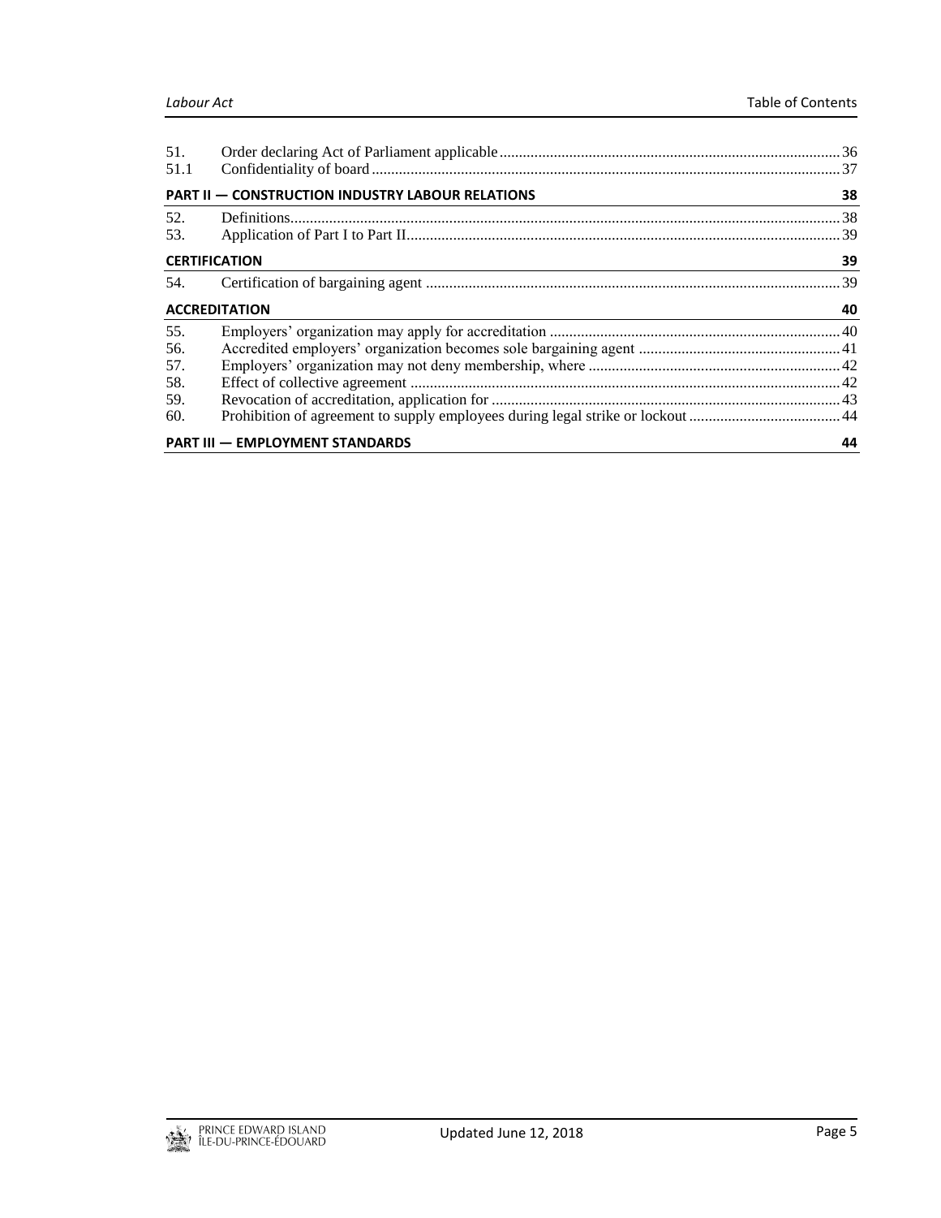| | | |
|---|---|---|
| 51. | Order declaring Act of Parliament applicable | 36 |
| 51.1 | Confidentiality of board | 37 |
| **PART II — CONSTRUCTION INDUSTRY LABOUR RELATIONS** | | **38** |
| 52. | Definitions | 38 |
| 53. | Application of Part I to Part II | 39 |
| **CERTIFICATION** | | **39** |
| 54. | Certification of bargaining agent | 39 |
| **ACCREDITATION** | | **40** |
| 55. | Employers' organization may apply for accreditation | 40 |
| 56. | Accredited employers' organization becomes sole bargaining agent | 41 |
| 57. | Employers' organization may not deny membership, where | 42 |
| 58. | Effect of collective agreement | 42 |
| 59. | Revocation of accreditation, application for | 43 |
| 60. | Prohibition of agreement to supply employees during legal strike or lockout | 44 |
| **PART III — EMPLOYMENT STANDARDS** | | **44** |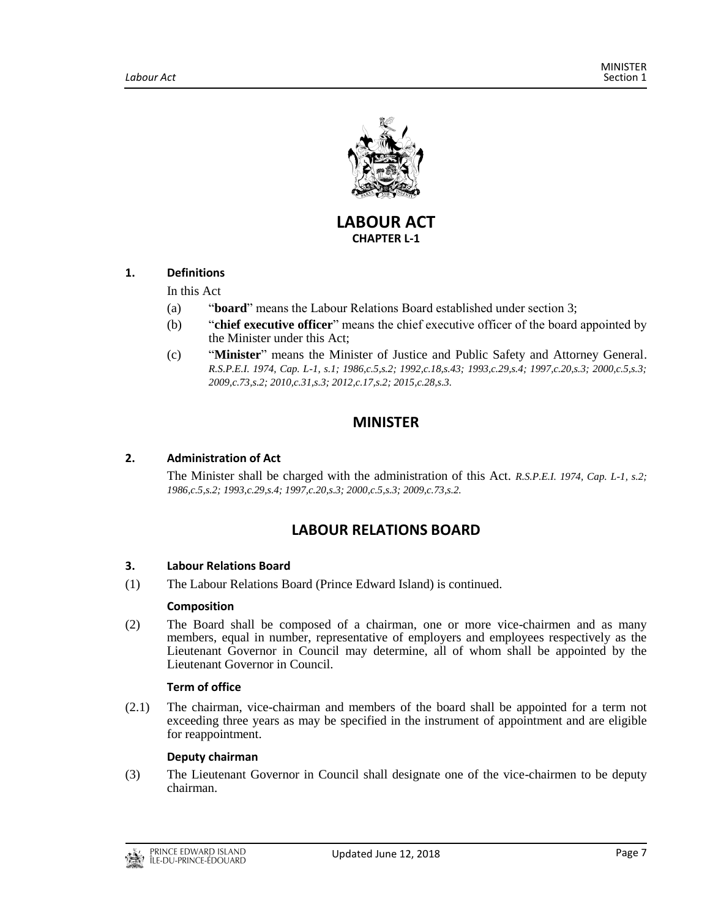# LABOUR ACT

**CHAPTER L-1**

**1. Definitions**

In this Act

(a) "**board**" means the Labour Relations Board established under section 3;

(b) "**chief executive officer**" means the chief executive officer of the board appointed by the Minister under this Act;

(c) "**Minister**" means the Minister of Justice and Public Safety and Attorney General. *R.S.P.E.I. 1974, Cap. L-1, s.1; 1986,c.5,s.2; 1992,c.18,s.43; 1993,c.29,s.4; 1997,c.20,s.3; 2000,c.5,s.3; 2009,c.73,s.2; 2010,c.31,s.3; 2012,c.17,s.2; 2015,c.28,s.3.*

## MINISTER

**2. Administration of Act**

The Minister shall be charged with the administration of this Act. *R.S.P.E.I. 1974, Cap. L-1, s.2; 1986,c.5,s.2; 1993,c.29,s.4; 1997,c.20,s.3; 2000,c.5,s.3; 2009,c.73,s.2.*

## LABOUR RELATIONS BOARD

**3. Labour Relations Board**

(1) The Labour Relations Board (Prince Edward Island) is continued.

**Composition**

(2) The Board shall be composed of a chairman, one or more vice-chairmen and as many members, equal in number, representative of employers and employees respectively as the Lieutenant Governor in Council may determine, all of whom shall be appointed by the Lieutenant Governor in Council.

**Term of office**

(2.1) The chairman, vice-chairman and members of the board shall be appointed for a term not exceeding three years as may be specified in the instrument of appointment and are eligible for reappointment.

**Deputy chairman**

(3) The Lieutenant Governor in Council shall designate one of the vice-chairmen to be deputy chairman.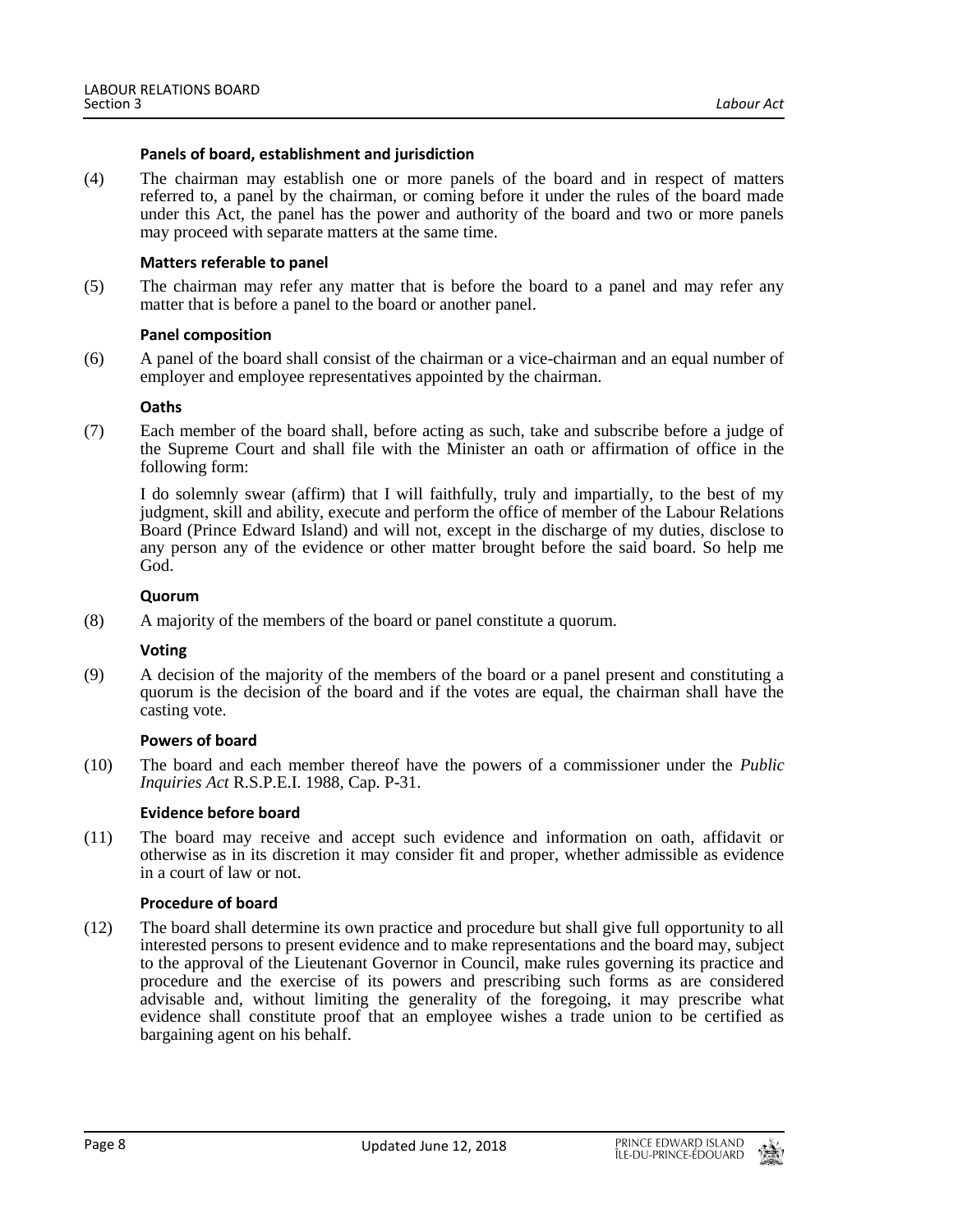**Panels of board, establishment and jurisdiction**

(4) The chairman may establish one or more panels of the board and in respect of matters referred to, a panel by the chairman, or coming before it under the rules of the board made under this Act, the panel has the power and authority of the board and two or more panels may proceed with separate matters at the same time.

**Matters referable to panel**

(5) The chairman may refer any matter that is before the board to a panel and may refer any matter that is before a panel to the board or another panel.

**Panel composition**

(6) A panel of the board shall consist of the chairman or a vice-chairman and an equal number of employer and employee representatives appointed by the chairman.

**Oaths**

(7) Each member of the board shall, before acting as such, take and subscribe before a judge of the Supreme Court and shall file with the Minister an oath or affirmation of office in the following form:

I do solemnly swear (affirm) that I will faithfully, truly and impartially, to the best of my judgment, skill and ability, execute and perform the office of member of the Labour Relations Board (Prince Edward Island) and will not, except in the discharge of my duties, disclose to any person any of the evidence or other matter brought before the said board. So help me God.

**Quorum**

(8) A majority of the members of the board or panel constitute a quorum.

**Voting**

(9) A decision of the majority of the members of the board or a panel present and constituting a quorum is the decision of the board and if the votes are equal, the chairman shall have the casting vote.

**Powers of board**

(10) The board and each member thereof have the powers of a commissioner under the *Public Inquiries Act* R.S.P.E.I. 1988, Cap. P-31.

**Evidence before board**

(11) The board may receive and accept such evidence and information on oath, affidavit or otherwise as in its discretion it may consider fit and proper, whether admissible as evidence in a court of law or not.

**Procedure of board**

(12) The board shall determine its own practice and procedure but shall give full opportunity to all interested persons to present evidence and to make representations and the board may, subject to the approval of the Lieutenant Governor in Council, make rules governing its practice and procedure and the exercise of its powers and prescribing such forms as are considered advisable and, without limiting the generality of the foregoing, it may prescribe what evidence shall constitute proof that an employee wishes a trade union to be certified as bargaining agent on his behalf.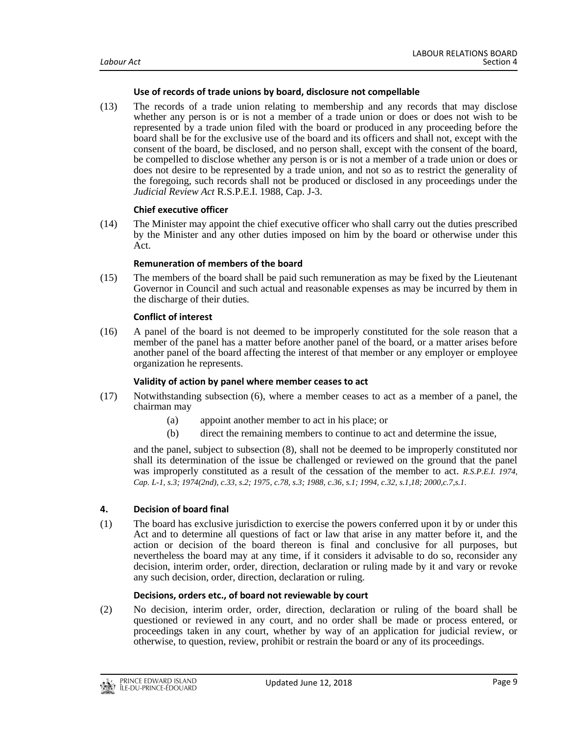**Use of records of trade unions by board, disclosure not compellable**

(13) The records of a trade union relating to membership and any records that may disclose whether any person is or is not a member of a trade union or does or does not wish to be represented by a trade union filed with the board or produced in any proceeding before the board shall be for the exclusive use of the board and its officers and shall not, except with the consent of the board, be disclosed, and no person shall, except with the consent of the board, be compelled to disclose whether any person is or is not a member of a trade union or does or does not desire to be represented by a trade union, and not so as to restrict the generality of the foregoing, such records shall not be produced or disclosed in any proceedings under the *Judicial Review Act* R.S.P.E.I. 1988, Cap. J-3.

**Chief executive officer**

(14) The Minister may appoint the chief executive officer who shall carry out the duties prescribed by the Minister and any other duties imposed on him by the board or otherwise under this Act.

**Remuneration of members of the board**

(15) The members of the board shall be paid such remuneration as may be fixed by the Lieutenant Governor in Council and such actual and reasonable expenses as may be incurred by them in the discharge of their duties.

**Conflict of interest**

(16) A panel of the board is not deemed to be improperly constituted for the sole reason that a member of the panel has a matter before another panel of the board, or a matter arises before another panel of the board affecting the interest of that member or any employer or employee organization he represents.

**Validity of action by panel where member ceases to act**

(17) Notwithstanding subsection (6), where a member ceases to act as a member of a panel, the chairman may

(a) appoint another member to act in his place; or

(b) direct the remaining members to continue to act and determine the issue,

and the panel, subject to subsection (8), shall not be deemed to be improperly constituted nor shall its determination of the issue be challenged or reviewed on the ground that the panel was improperly constituted as a result of the cessation of the member to act. *R.S.P.E.I. 1974, Cap. L-1, s.3; 1974(2nd), c.33, s.2; 1975, c.78, s.3; 1988, c.36, s.1; 1994, c.32, s.1,18; 2000,c.7,s.1.*

**4. Decision of board final**

(1) The board has exclusive jurisdiction to exercise the powers conferred upon it by or under this Act and to determine all questions of fact or law that arise in any matter before it, and the action or decision of the board thereon is final and conclusive for all purposes, but nevertheless the board may at any time, if it considers it advisable to do so, reconsider any decision, interim order, order, direction, declaration or ruling made by it and vary or revoke any such decision, order, direction, declaration or ruling.

**Decisions, orders etc., of board not reviewable by court**

(2) No decision, interim order, order, direction, declaration or ruling of the board shall be questioned or reviewed in any court, and no order shall be made or process entered, or proceedings taken in any court, whether by way of an application for judicial review, or otherwise, to question, review, prohibit or restrain the board or any of its proceedings.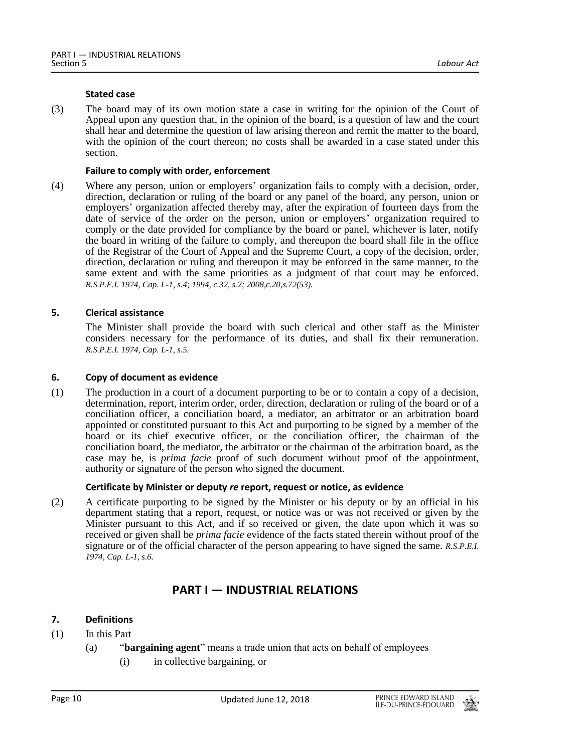#### Stated case

(3) The board may of its own motion state a case in writing for the opinion of the Court of Appeal upon any question that, in the opinion of the board, is a question of law and the court shall hear and determine the question of law arising thereon and remit the matter to the board, with the opinion of the court thereon; no costs shall be awarded in a case stated under this section.

#### Failure to comply with order, enforcement

(4) Where any person, union or employers' organization fails to comply with a decision, order, direction, declaration or ruling of the board or any panel of the board, any person, union or employers' organization affected thereby may, after the expiration of fourteen days from the date of service of the order on the person, union or employers' organization required to comply or the date provided for compliance by the board or panel, whichever is later, notify the board in writing of the failure to comply, and thereupon the board shall file in the office of the Registrar of the Court of Appeal and the Supreme Court, a copy of the decision, order, direction, declaration or ruling and thereupon it may be enforced in the same manner, to the same extent and with the same priorities as a judgment of that court may be enforced. *R.S.P.E.I. 1974, Cap. L-1, s.4; 1994, c.32, s.2; 2008,c.20,s.72(53).*

### 5. Clerical assistance

The Minister shall provide the board with such clerical and other staff as the Minister considers necessary for the performance of its duties, and shall fix their remuneration. *R.S.P.E.I. 1974, Cap. L-1, s.5.*

### 6. Copy of document as evidence

(1) The production in a court of a document purporting to be or to contain a copy of a decision, determination, report, interim order, order, direction, declaration or ruling of the board or of a conciliation officer, a conciliation board, a mediator, an arbitrator or an arbitration board appointed or constituted pursuant to this Act and purporting to be signed by a member of the board or its chief executive officer, or the conciliation officer, the chairman of the conciliation board, the mediator, the arbitrator or the chairman of the arbitration board, as the case may be, is *prima facie* proof of such document without proof of the appointment, authority or signature of the person who signed the document.

#### Certificate by Minister or deputy *re* report, request or notice, as evidence

(2) A certificate purporting to be signed by the Minister or his deputy or by an official in his department stating that a report, request, or notice was or was not received or given by the Minister pursuant to this Act, and if so received or given, the date upon which it was so received or given shall be *prima facie* evidence of the facts stated therein without proof of the signature or of the official character of the person appearing to have signed the same. *R.S.P.E.I. 1974, Cap. L-1, s.6.*

## PART I — INDUSTRIAL RELATIONS

### 7. Definitions

(1) In this Part

(a) "**bargaining agent**" means a trade union that acts on behalf of employees

(i) in collective bargaining, or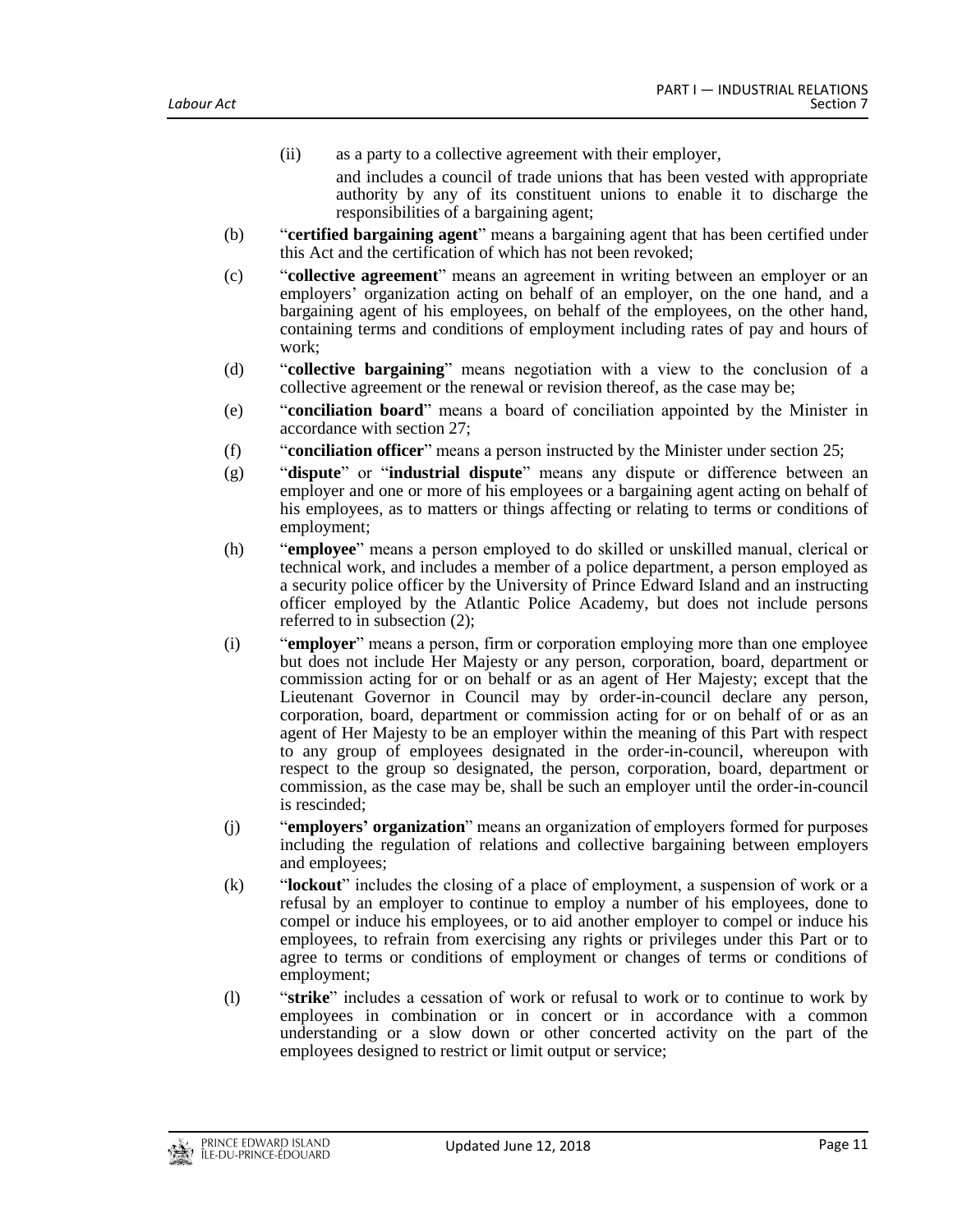(ii) as a party to a collective agreement with their employer,

and includes a council of trade unions that has been vested with appropriate authority by any of its constituent unions to enable it to discharge the responsibilities of a bargaining agent;

(b) "**certified bargaining agent**" means a bargaining agent that has been certified under this Act and the certification of which has not been revoked;

(c) "**collective agreement**" means an agreement in writing between an employer or an employers' organization acting on behalf of an employer, on the one hand, and a bargaining agent of his employees, on behalf of the employees, on the other hand, containing terms and conditions of employment including rates of pay and hours of work;

(d) "**collective bargaining**" means negotiation with a view to the conclusion of a collective agreement or the renewal or revision thereof, as the case may be;

(e) "**conciliation board**" means a board of conciliation appointed by the Minister in accordance with section 27;

(f) "**conciliation officer**" means a person instructed by the Minister under section 25;

(g) "**dispute**" or "**industrial dispute**" means any dispute or difference between an employer and one or more of his employees or a bargaining agent acting on behalf of his employees, as to matters or things affecting or relating to terms or conditions of employment;

(h) "**employee**" means a person employed to do skilled or unskilled manual, clerical or technical work, and includes a member of a police department, a person employed as a security police officer by the University of Prince Edward Island and an instructing officer employed by the Atlantic Police Academy, but does not include persons referred to in subsection (2);

(i) "**employer**" means a person, firm or corporation employing more than one employee but does not include Her Majesty or any person, corporation, board, department or commission acting for or on behalf or as an agent of Her Majesty; except that the Lieutenant Governor in Council may by order-in-council declare any person, corporation, board, department or commission acting for or on behalf of or as an agent of Her Majesty to be an employer within the meaning of this Part with respect to any group of employees designated in the order-in-council, whereupon with respect to the group so designated, the person, corporation, board, department or commission, as the case may be, shall be such an employer until the order-in-council is rescinded;

(j) "**employers' organization**" means an organization of employers formed for purposes including the regulation of relations and collective bargaining between employers and employees;

(k) "**lockout**" includes the closing of a place of employment, a suspension of work or a refusal by an employer to continue to employ a number of his employees, done to compel or induce his employees, or to aid another employer to compel or induce his employees, to refrain from exercising any rights or privileges under this Part or to agree to terms or conditions of employment or changes of terms or conditions of employment;

(l) "**strike**" includes a cessation of work or refusal to work or to continue to work by employees in combination or in concert or in accordance with a common understanding or a slow down or other concerted activity on the part of the employees designed to restrict or limit output or service;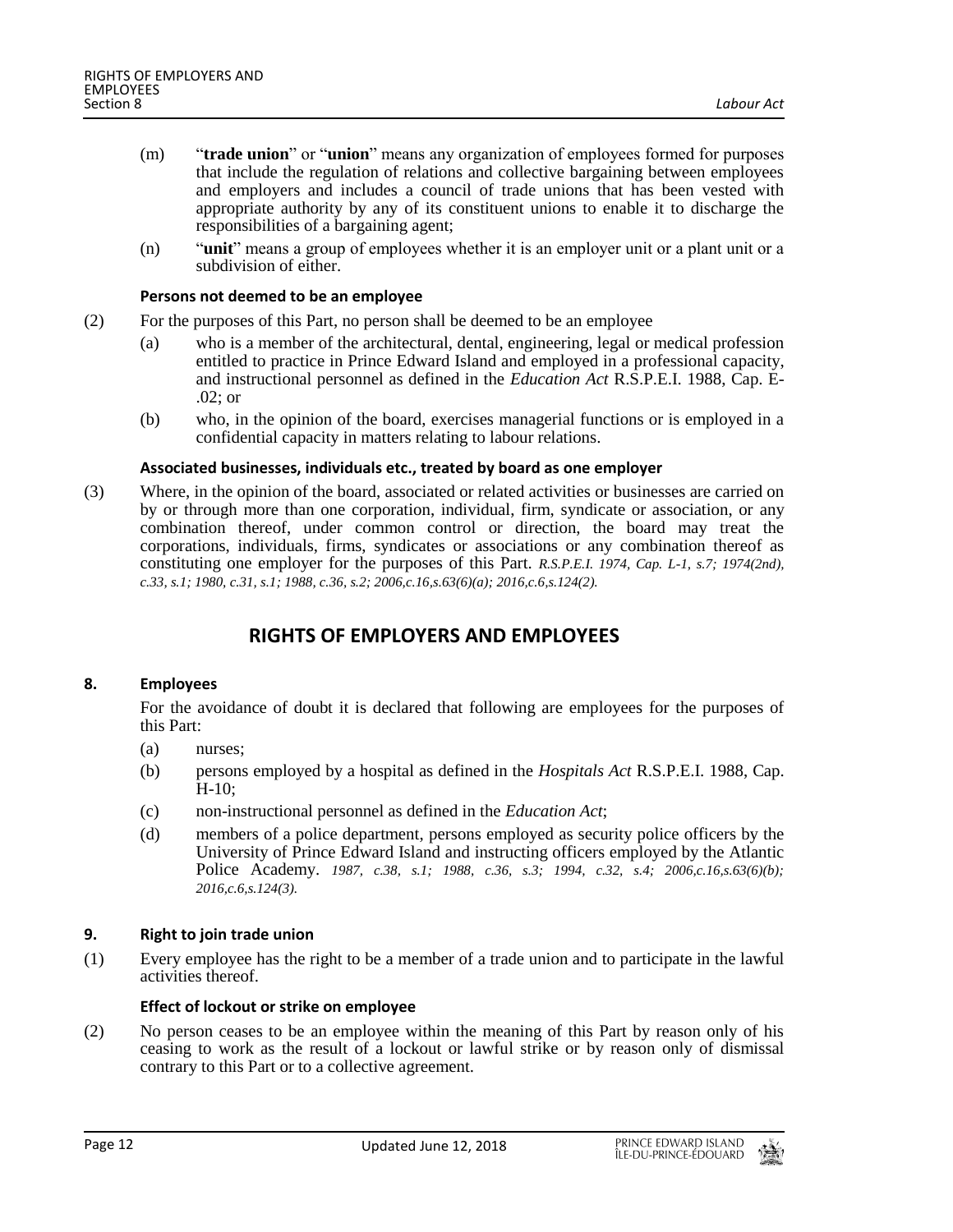(m) "**trade union**" or "**union**" means any organization of employees formed for purposes that include the regulation of relations and collective bargaining between employees and employers and includes a council of trade unions that has been vested with appropriate authority by any of its constituent unions to enable it to discharge the responsibilities of a bargaining agent;

(n) "**unit**" means a group of employees whether it is an employer unit or a plant unit or a subdivision of either.

**Persons not deemed to be an employee**

(2) For the purposes of this Part, no person shall be deemed to be an employee

(a) who is a member of the architectural, dental, engineering, legal or medical profession entitled to practice in Prince Edward Island and employed in a professional capacity, and instructional personnel as defined in the *Education Act* R.S.P.E.I. 1988, Cap. E-.02; or

(b) who, in the opinion of the board, exercises managerial functions or is employed in a confidential capacity in matters relating to labour relations.

**Associated businesses, individuals etc., treated by board as one employer**

(3) Where, in the opinion of the board, associated or related activities or businesses are carried on by or through more than one corporation, individual, firm, syndicate or association, or any combination thereof, under common control or direction, the board may treat the corporations, individuals, firms, syndicates or associations or any combination thereof as constituting one employer for the purposes of this Part. *R.S.P.E.I. 1974, Cap. L-1, s.7; 1974(2nd), c.33, s.1; 1980, c.31, s.1; 1988, c.36, s.2; 2006,c.16,s.63(6)(a); 2016,c.6,s.124(2).*

## RIGHTS OF EMPLOYERS AND EMPLOYEES

### 8. Employees

For the avoidance of doubt it is declared that following are employees for the purposes of this Part:

(a) nurses;

(b) persons employed by a hospital as defined in the *Hospitals Act* R.S.P.E.I. 1988, Cap. H-10;

(c) non-instructional personnel as defined in the *Education Act*;

(d) members of a police department, persons employed as security police officers by the University of Prince Edward Island and instructing officers employed by the Atlantic Police Academy. *1987, c.38, s.1; 1988, c.36, s.3; 1994, c.32, s.4; 2006,c.16,s.63(6)(b); 2016,c.6,s.124(3).*

### 9. Right to join trade union

(1) Every employee has the right to be a member of a trade union and to participate in the lawful activities thereof.

**Effect of lockout or strike on employee**

(2) No person ceases to be an employee within the meaning of this Part by reason only of his ceasing to work as the result of a lockout or lawful strike or by reason only of dismissal contrary to this Part or to a collective agreement.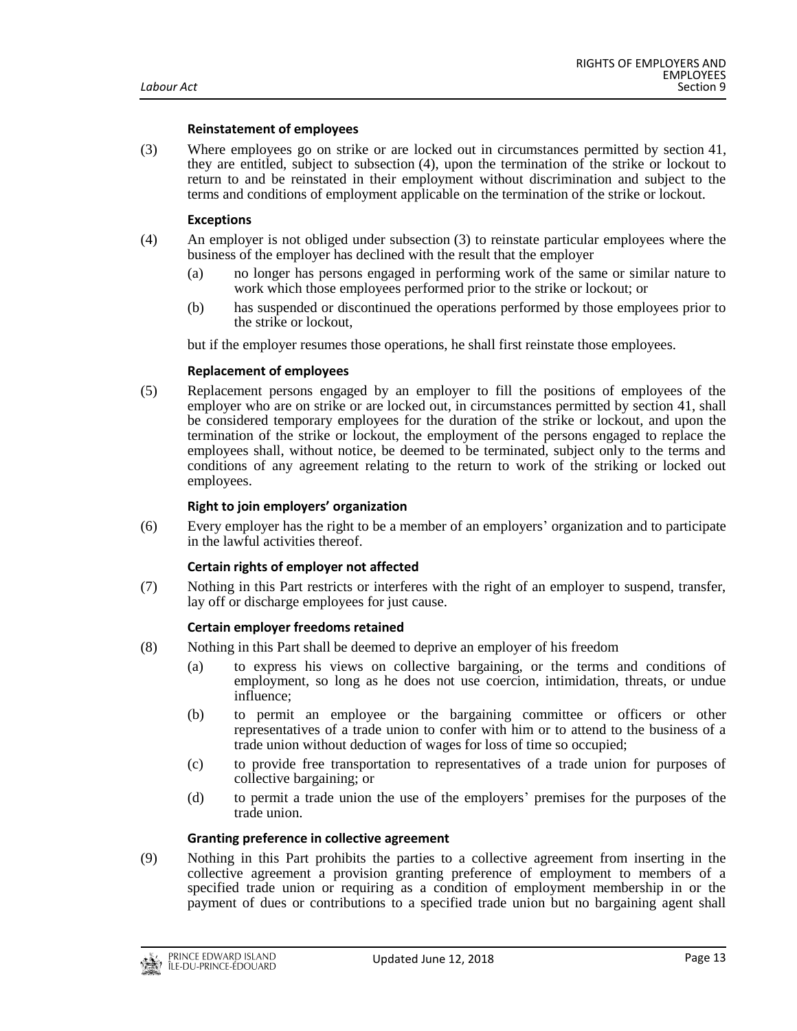#### Reinstatement of employees

(3) Where employees go on strike or are locked out in circumstances permitted by section 41, they are entitled, subject to subsection (4), upon the termination of the strike or lockout to return to and be reinstated in their employment without discrimination and subject to the terms and conditions of employment applicable on the termination of the strike or lockout.

#### Exceptions

(4) An employer is not obliged under subsection (3) to reinstate particular employees where the business of the employer has declined with the result that the employer

- (a) no longer has persons engaged in performing work of the same or similar nature to work which those employees performed prior to the strike or lockout; or
- (b) has suspended or discontinued the operations performed by those employees prior to the strike or lockout,

but if the employer resumes those operations, he shall first reinstate those employees.

#### Replacement of employees

(5) Replacement persons engaged by an employer to fill the positions of employees of the employer who are on strike or are locked out, in circumstances permitted by section 41, shall be considered temporary employees for the duration of the strike or lockout, and upon the termination of the strike or lockout, the employment of the persons engaged to replace the employees shall, without notice, be deemed to be terminated, subject only to the terms and conditions of any agreement relating to the return to work of the striking or locked out employees.

#### Right to join employers' organization

(6) Every employer has the right to be a member of an employers' organization and to participate in the lawful activities thereof.

#### Certain rights of employer not affected

(7) Nothing in this Part restricts or interferes with the right of an employer to suspend, transfer, lay off or discharge employees for just cause.

#### Certain employer freedoms retained

(8) Nothing in this Part shall be deemed to deprive an employer of his freedom

- (a) to express his views on collective bargaining, or the terms and conditions of employment, so long as he does not use coercion, intimidation, threats, or undue influence;
- (b) to permit an employee or the bargaining committee or officers or other representatives of a trade union to confer with him or to attend to the business of a trade union without deduction of wages for loss of time so occupied;
- (c) to provide free transportation to representatives of a trade union for purposes of collective bargaining; or
- (d) to permit a trade union the use of the employers' premises for the purposes of the trade union.

#### Granting preference in collective agreement

(9) Nothing in this Part prohibits the parties to a collective agreement from inserting in the collective agreement a provision granting preference of employment to members of a specified trade union or requiring as a condition of employment membership in or the payment of dues or contributions to a specified trade union but no bargaining agent shall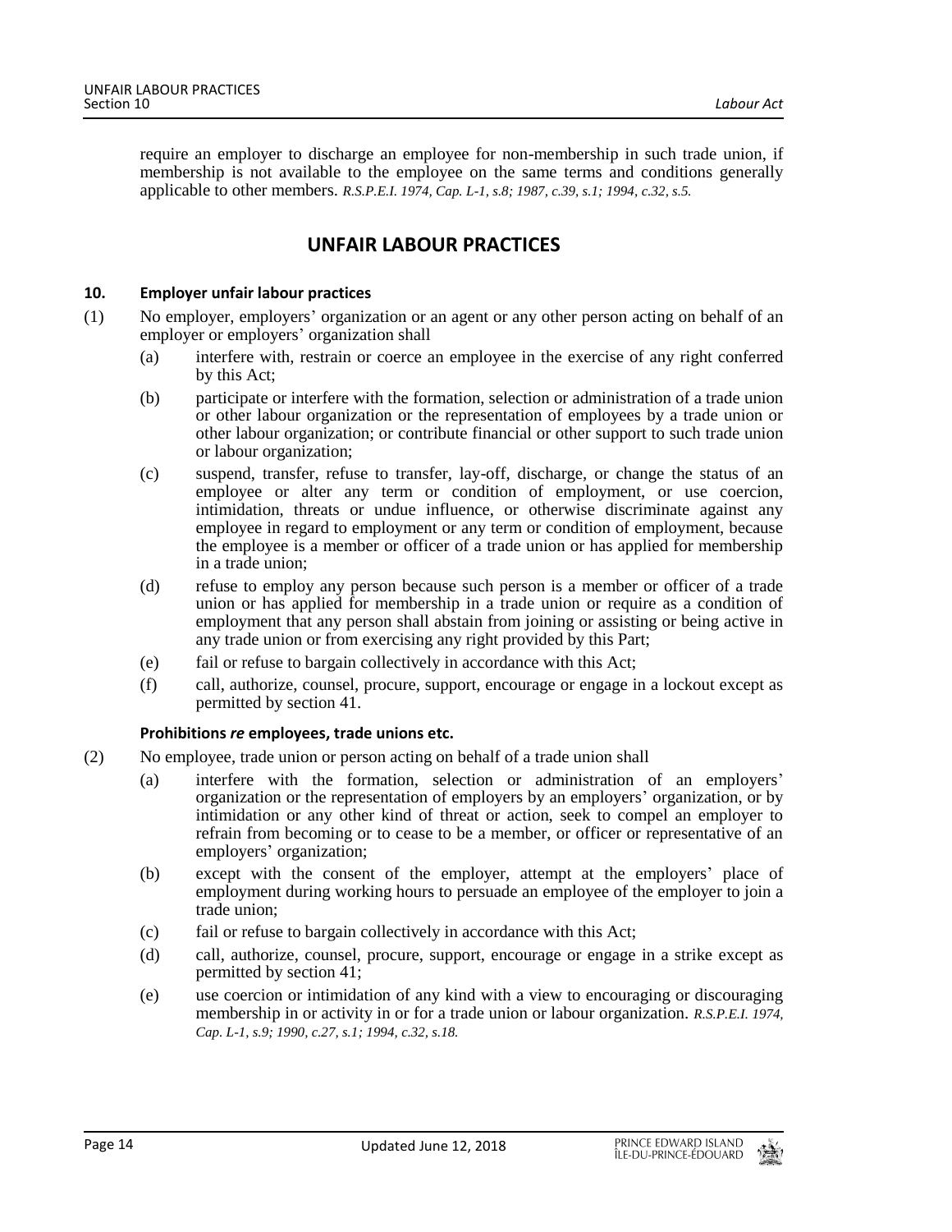require an employer to discharge an employee for non-membership in such trade union, if membership is not available to the employee on the same terms and conditions generally applicable to other members. *R.S.P.E.I. 1974, Cap. L-1, s.8; 1987, c.39, s.1; 1994, c.32, s.5.*

## UNFAIR LABOUR PRACTICES

### 10. Employer unfair labour practices

(1) No employer, employers' organization or an agent or any other person acting on behalf of an employer or employers' organization shall

- (a) interfere with, restrain or coerce an employee in the exercise of any right conferred by this Act;
- (b) participate or interfere with the formation, selection or administration of a trade union or other labour organization or the representation of employees by a trade union or other labour organization; or contribute financial or other support to such trade union or labour organization;
- (c) suspend, transfer, refuse to transfer, lay-off, discharge, or change the status of an employee or alter any term or condition of employment, or use coercion, intimidation, threats or undue influence, or otherwise discriminate against any employee in regard to employment or any term or condition of employment, because the employee is a member or officer of a trade union or has applied for membership in a trade union;
- (d) refuse to employ any person because such person is a member or officer of a trade union or has applied for membership in a trade union or require as a condition of employment that any person shall abstain from joining or assisting or being active in any trade union or from exercising any right provided by this Part;
- (e) fail or refuse to bargain collectively in accordance with this Act;
- (f) call, authorize, counsel, procure, support, encourage or engage in a lockout except as permitted by section 41.

#### Prohibitions *re* employees, trade unions etc.

(2) No employee, trade union or person acting on behalf of a trade union shall

- (a) interfere with the formation, selection or administration of an employers' organization or the representation of employers by an employers' organization, or by intimidation or any other kind of threat or action, seek to compel an employer to refrain from becoming or to cease to be a member, or officer or representative of an employers' organization;
- (b) except with the consent of the employer, attempt at the employers' place of employment during working hours to persuade an employee of the employer to join a trade union;
- (c) fail or refuse to bargain collectively in accordance with this Act;
- (d) call, authorize, counsel, procure, support, encourage or engage in a strike except as permitted by section 41;
- (e) use coercion or intimidation of any kind with a view to encouraging or discouraging membership in or activity in or for a trade union or labour organization. *R.S.P.E.I. 1974, Cap. L-1, s.9; 1990, c.27, s.1; 1994, c.32, s.18.*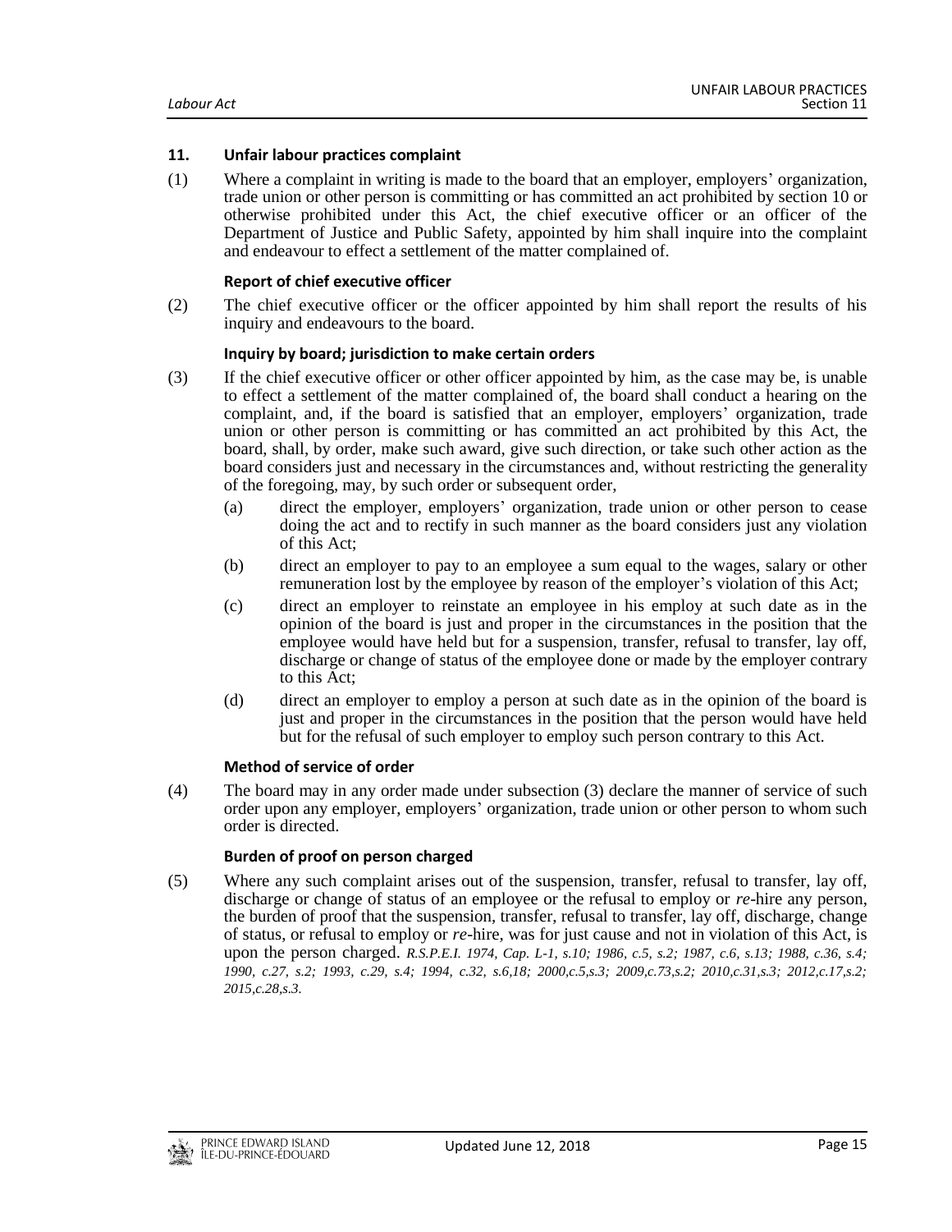### 11. Unfair labour practices complaint

(1) Where a complaint in writing is made to the board that an employer, employers' organization, trade union or other person is committing or has committed an act prohibited by section 10 or otherwise prohibited under this Act, the chief executive officer or an officer of the Department of Justice and Public Safety, appointed by him shall inquire into the complaint and endeavour to effect a settlement of the matter complained of.

**Report of chief executive officer**

(2) The chief executive officer or the officer appointed by him shall report the results of his inquiry and endeavours to the board.

**Inquiry by board; jurisdiction to make certain orders**

(3) If the chief executive officer or other officer appointed by him, as the case may be, is unable to effect a settlement of the matter complained of, the board shall conduct a hearing on the complaint, and, if the board is satisfied that an employer, employers' organization, trade union or other person is committing or has committed an act prohibited by this Act, the board, shall, by order, make such award, give such direction, or take such other action as the board considers just and necessary in the circumstances and, without restricting the generality of the foregoing, may, by such order or subsequent order,

- (a) direct the employer, employers' organization, trade union or other person to cease doing the act and to rectify in such manner as the board considers just any violation of this Act;
- (b) direct an employer to pay to an employee a sum equal to the wages, salary or other remuneration lost by the employee by reason of the employer's violation of this Act;
- (c) direct an employer to reinstate an employee in his employ at such date as in the opinion of the board is just and proper in the circumstances in the position that the employee would have held but for a suspension, transfer, refusal to transfer, lay off, discharge or change of status of the employee done or made by the employer contrary to this Act;
- (d) direct an employer to employ a person at such date as in the opinion of the board is just and proper in the circumstances in the position that the person would have held but for the refusal of such employer to employ such person contrary to this Act.

**Method of service of order**

(4) The board may in any order made under subsection (3) declare the manner of service of such order upon any employer, employers' organization, trade union or other person to whom such order is directed.

**Burden of proof on person charged**

(5) Where any such complaint arises out of the suspension, transfer, refusal to transfer, lay off, discharge or change of status of an employee or the refusal to employ or *re*-hire any person, the burden of proof that the suspension, transfer, refusal to transfer, lay off, discharge, change of status, or refusal to employ or *re*-hire, was for just cause and not in violation of this Act, is upon the person charged. *R.S.P.E.I. 1974, Cap. L-1, s.10; 1986, c.5, s.2; 1987, c.6, s.13; 1988, c.36, s.4; 1990, c.27, s.2; 1993, c.29, s.4; 1994, c.32, s.6,18; 2000,c.5,s.3; 2009,c.73,s.2; 2010,c.31,s.3; 2012,c.17,s.2; 2015,c.28,s.3.*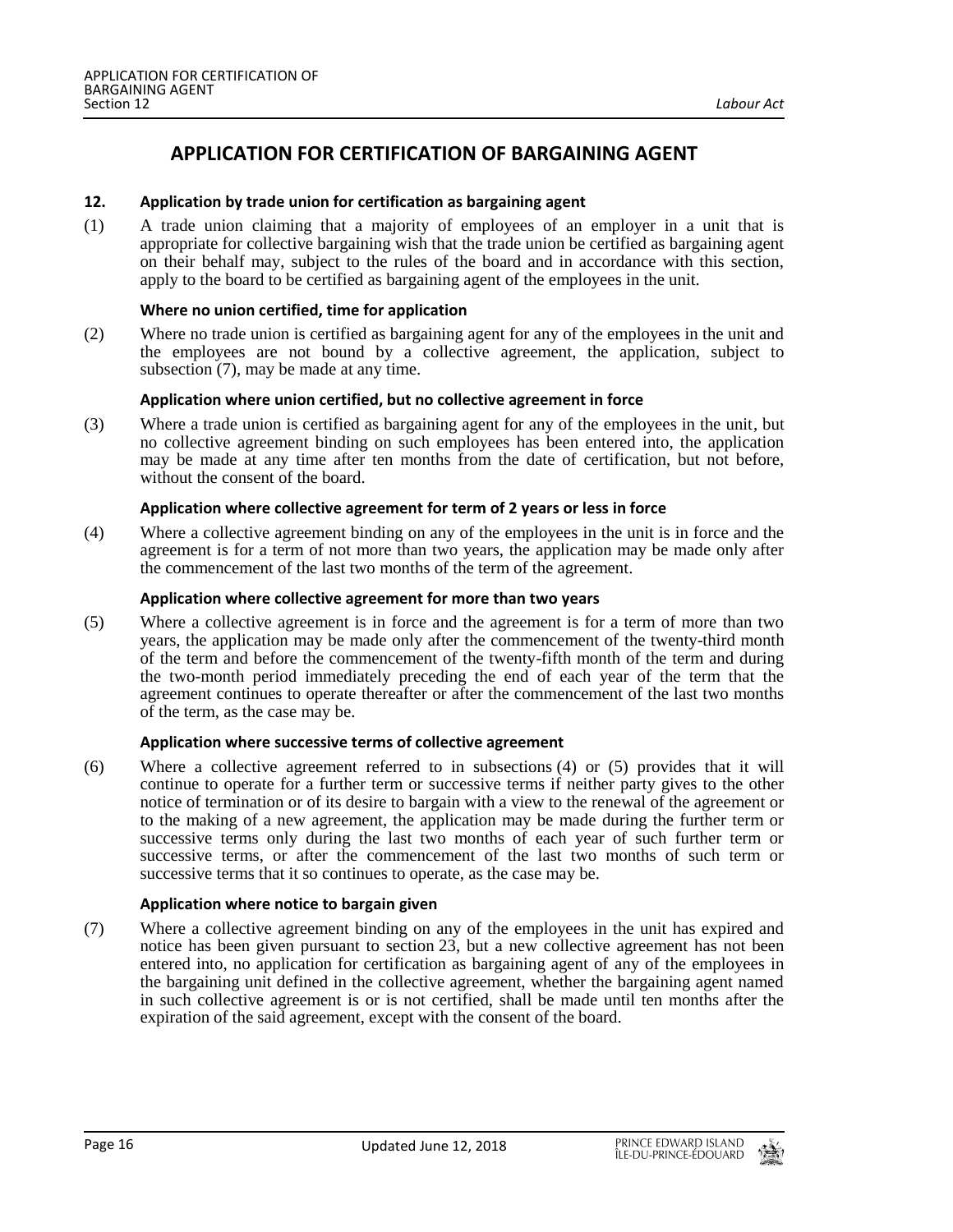## APPLICATION FOR CERTIFICATION OF BARGAINING AGENT

**12. Application by trade union for certification as bargaining agent**

(1) A trade union claiming that a majority of employees of an employer in a unit that is appropriate for collective bargaining wish that the trade union be certified as bargaining agent on their behalf may, subject to the rules of the board and in accordance with this section, apply to the board to be certified as bargaining agent of the employees in the unit.

**Where no union certified, time for application**

(2) Where no trade union is certified as bargaining agent for any of the employees in the unit and the employees are not bound by a collective agreement, the application, subject to subsection (7), may be made at any time.

**Application where union certified, but no collective agreement in force**

(3) Where a trade union is certified as bargaining agent for any of the employees in the unit, but no collective agreement binding on such employees has been entered into, the application may be made at any time after ten months from the date of certification, but not before, without the consent of the board.

**Application where collective agreement for term of 2 years or less in force**

(4) Where a collective agreement binding on any of the employees in the unit is in force and the agreement is for a term of not more than two years, the application may be made only after the commencement of the last two months of the term of the agreement.

**Application where collective agreement for more than two years**

(5) Where a collective agreement is in force and the agreement is for a term of more than two years, the application may be made only after the commencement of the twenty-third month of the term and before the commencement of the twenty-fifth month of the term and during the two-month period immediately preceding the end of each year of the term that the agreement continues to operate thereafter or after the commencement of the last two months of the term, as the case may be.

**Application where successive terms of collective agreement**

(6) Where a collective agreement referred to in subsections (4) or (5) provides that it will continue to operate for a further term or successive terms if neither party gives to the other notice of termination or of its desire to bargain with a view to the renewal of the agreement or to the making of a new agreement, the application may be made during the further term or successive terms only during the last two months of each year of such further term or successive terms, or after the commencement of the last two months of such term or successive terms that it so continues to operate, as the case may be.

**Application where notice to bargain given**

(7) Where a collective agreement binding on any of the employees in the unit has expired and notice has been given pursuant to section 23, but a new collective agreement has not been entered into, no application for certification as bargaining agent of any of the employees in the bargaining unit defined in the collective agreement, whether the bargaining agent named in such collective agreement is or is not certified, shall be made until ten months after the expiration of the said agreement, except with the consent of the board.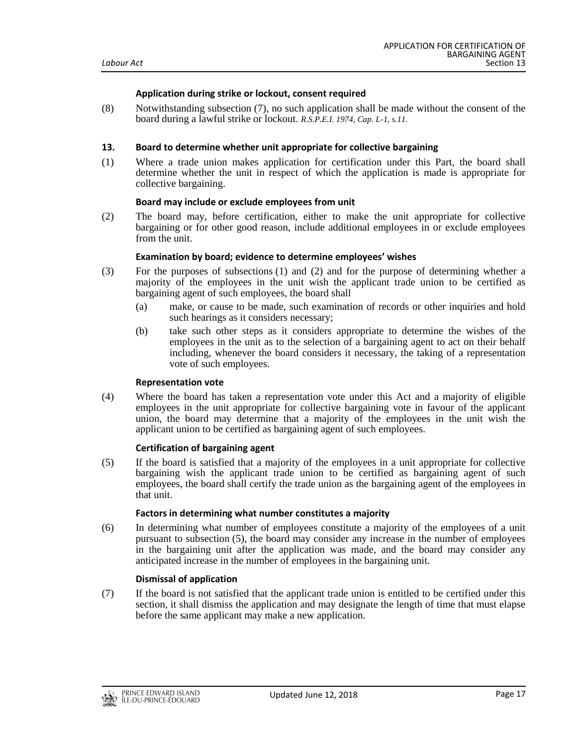**Application during strike or lockout, consent required**

(8) Notwithstanding subsection (7), no such application shall be made without the consent of the board during a lawful strike or lockout. *R.S.P.E.I. 1974, Cap. L-1, s.11.*

**13. Board to determine whether unit appropriate for collective bargaining**

(1) Where a trade union makes application for certification under this Part, the board shall determine whether the unit in respect of which the application is made is appropriate for collective bargaining.

**Board may include or exclude employees from unit**

(2) The board may, before certification, either to make the unit appropriate for collective bargaining or for other good reason, include additional employees in or exclude employees from the unit.

**Examination by board; evidence to determine employees' wishes**

(3) For the purposes of subsections (1) and (2) and for the purpose of determining whether a majority of the employees in the unit wish the applicant trade union to be certified as bargaining agent of such employees, the board shall

(a) make, or cause to be made, such examination of records or other inquiries and hold such hearings as it considers necessary;

(b) take such other steps as it considers appropriate to determine the wishes of the employees in the unit as to the selection of a bargaining agent to act on their behalf including, whenever the board considers it necessary, the taking of a representation vote of such employees.

**Representation vote**

(4) Where the board has taken a representation vote under this Act and a majority of eligible employees in the unit appropriate for collective bargaining vote in favour of the applicant union, the board may determine that a majority of the employees in the unit wish the applicant union to be certified as bargaining agent of such employees.

**Certification of bargaining agent**

(5) If the board is satisfied that a majority of the employees in a unit appropriate for collective bargaining wish the applicant trade union to be certified as bargaining agent of such employees, the board shall certify the trade union as the bargaining agent of the employees in that unit.

**Factors in determining what number constitutes a majority**

(6) In determining what number of employees constitute a majority of the employees of a unit pursuant to subsection (5), the board may consider any increase in the number of employees in the bargaining unit after the application was made, and the board may consider any anticipated increase in the number of employees in the bargaining unit.

**Dismissal of application**

(7) If the board is not satisfied that the applicant trade union is entitled to be certified under this section, it shall dismiss the application and may designate the length of time that must elapse before the same applicant may make a new application.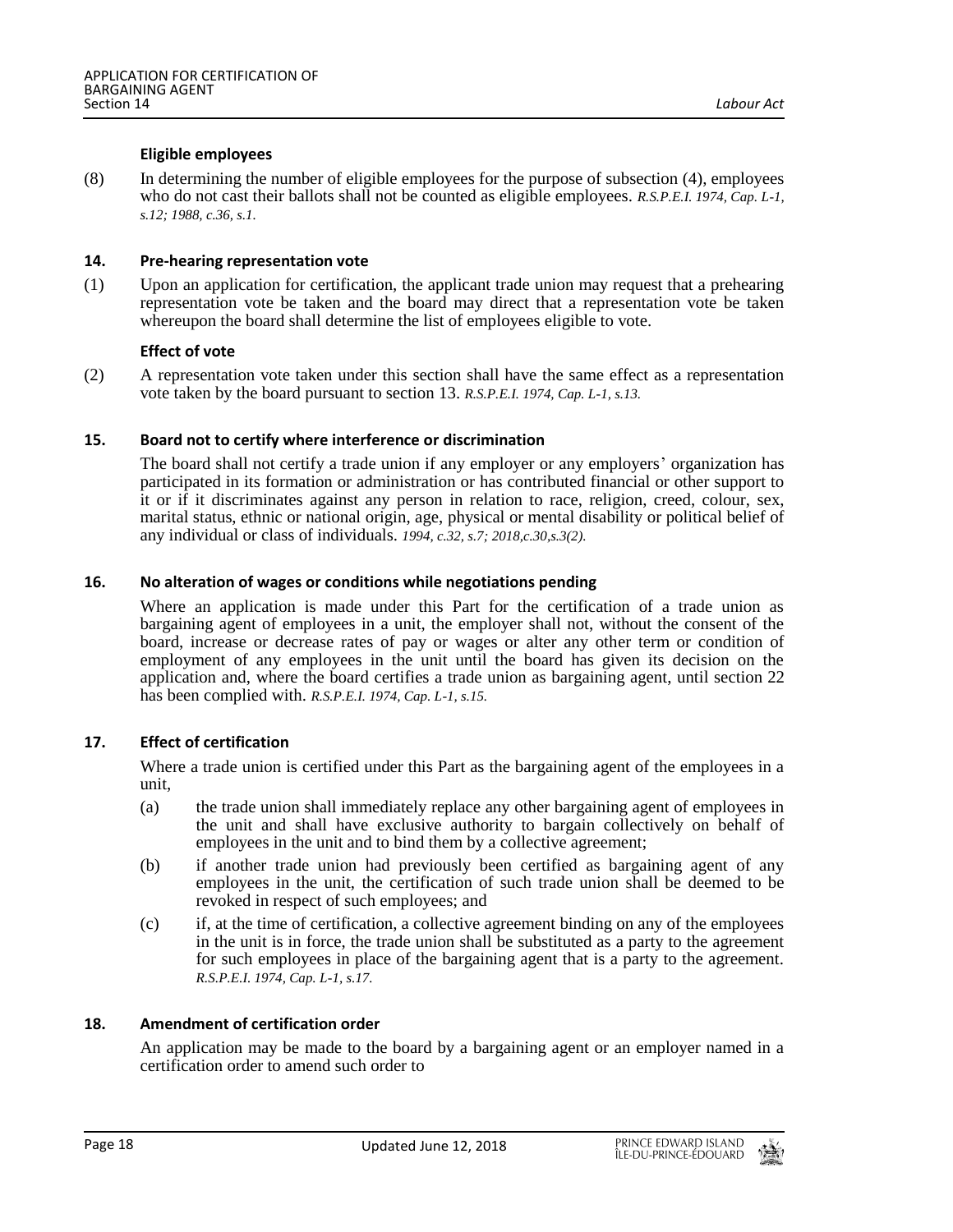#### Eligible employees

(8) In determining the number of eligible employees for the purpose of subsection (4), employees who do not cast their ballots shall not be counted as eligible employees. *R.S.P.E.I. 1974, Cap. L-1, s.12; 1988, c.36, s.1.*

### 14. Pre-hearing representation vote

(1) Upon an application for certification, the applicant trade union may request that a prehearing representation vote be taken and the board may direct that a representation vote be taken whereupon the board shall determine the list of employees eligible to vote.

#### Effect of vote

(2) A representation vote taken under this section shall have the same effect as a representation vote taken by the board pursuant to section 13. *R.S.P.E.I. 1974, Cap. L-1, s.13.*

### 15. Board not to certify where interference or discrimination

The board shall not certify a trade union if any employer or any employers' organization has participated in its formation or administration or has contributed financial or other support to it or if it discriminates against any person in relation to race, religion, creed, colour, sex, marital status, ethnic or national origin, age, physical or mental disability or political belief of any individual or class of individuals. *1994, c.32, s.7; 2018,c.30,s.3(2).*

### 16. No alteration of wages or conditions while negotiations pending

Where an application is made under this Part for the certification of a trade union as bargaining agent of employees in a unit, the employer shall not, without the consent of the board, increase or decrease rates of pay or wages or alter any other term or condition of employment of any employees in the unit until the board has given its decision on the application and, where the board certifies a trade union as bargaining agent, until section 22 has been complied with. *R.S.P.E.I. 1974, Cap. L-1, s.15.*

### 17. Effect of certification

Where a trade union is certified under this Part as the bargaining agent of the employees in a unit,

(a) the trade union shall immediately replace any other bargaining agent of employees in the unit and shall have exclusive authority to bargain collectively on behalf of employees in the unit and to bind them by a collective agreement;

(b) if another trade union had previously been certified as bargaining agent of any employees in the unit, the certification of such trade union shall be deemed to be revoked in respect of such employees; and

(c) if, at the time of certification, a collective agreement binding on any of the employees in the unit is in force, the trade union shall be substituted as a party to the agreement for such employees in place of the bargaining agent that is a party to the agreement. *R.S.P.E.I. 1974, Cap. L-1, s.17.*

### 18. Amendment of certification order

An application may be made to the board by a bargaining agent or an employer named in a certification order to amend such order to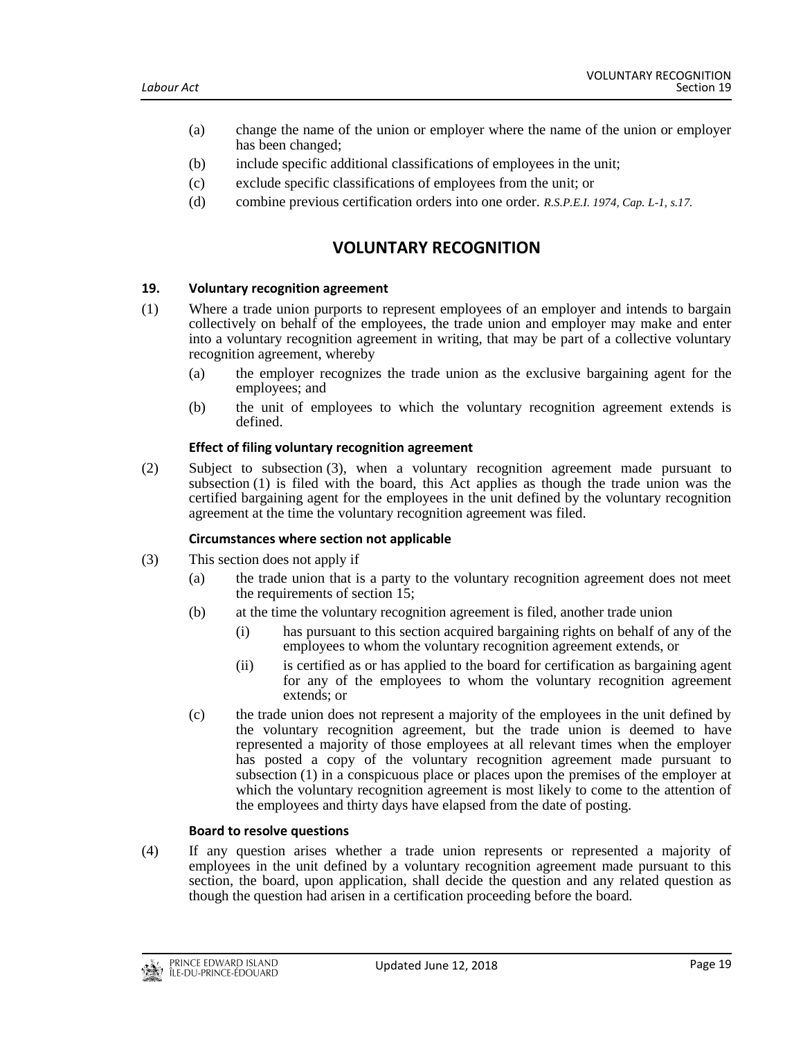(a) change the name of the union or employer where the name of the union or employer has been changed;

(b) include specific additional classifications of employees in the unit;

(c) exclude specific classifications of employees from the unit; or

(d) combine previous certification orders into one order. *R.S.P.E.I. 1974, Cap. L-1, s.17.*

## VOLUNTARY RECOGNITION

**19. Voluntary recognition agreement**

(1) Where a trade union purports to represent employees of an employer and intends to bargain collectively on behalf of the employees, the trade union and employer may make and enter into a voluntary recognition agreement in writing, that may be part of a collective voluntary recognition agreement, whereby

(a) the employer recognizes the trade union as the exclusive bargaining agent for the employees; and

(b) the unit of employees to which the voluntary recognition agreement extends is defined.

**Effect of filing voluntary recognition agreement**

(2) Subject to subsection (3), when a voluntary recognition agreement made pursuant to subsection (1) is filed with the board, this Act applies as though the trade union was the certified bargaining agent for the employees in the unit defined by the voluntary recognition agreement at the time the voluntary recognition agreement was filed.

**Circumstances where section not applicable**

(3) This section does not apply if

(a) the trade union that is a party to the voluntary recognition agreement does not meet the requirements of section 15;

(b) at the time the voluntary recognition agreement is filed, another trade union

(i) has pursuant to this section acquired bargaining rights on behalf of any of the employees to whom the voluntary recognition agreement extends, or

(ii) is certified as or has applied to the board for certification as bargaining agent for any of the employees to whom the voluntary recognition agreement extends; or

(c) the trade union does not represent a majority of the employees in the unit defined by the voluntary recognition agreement, but the trade union is deemed to have represented a majority of those employees at all relevant times when the employer has posted a copy of the voluntary recognition agreement made pursuant to subsection (1) in a conspicuous place or places upon the premises of the employer at which the voluntary recognition agreement is most likely to come to the attention of the employees and thirty days have elapsed from the date of posting.

**Board to resolve questions**

(4) If any question arises whether a trade union represents or represented a majority of employees in the unit defined by a voluntary recognition agreement made pursuant to this section, the board, upon application, shall decide the question and any related question as though the question had arisen in a certification proceeding before the board.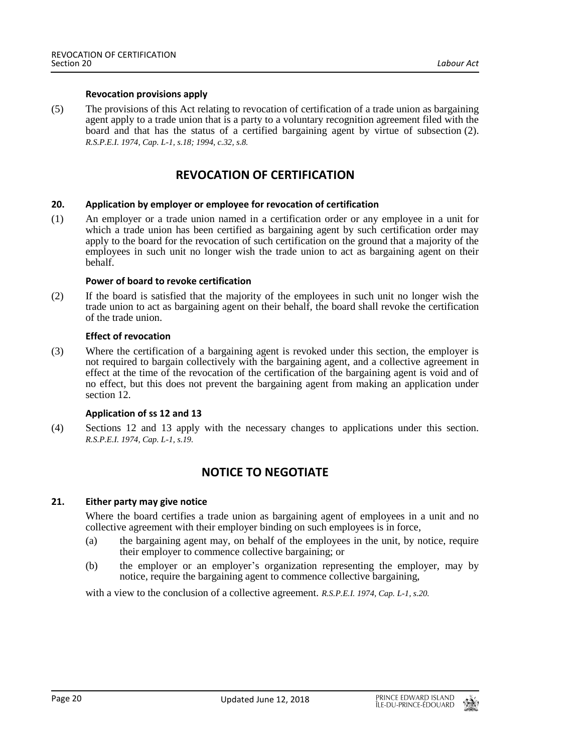#### Revocation provisions apply

(5) The provisions of this Act relating to revocation of certification of a trade union as bargaining agent apply to a trade union that is a party to a voluntary recognition agreement filed with the board and that has the status of a certified bargaining agent by virtue of subsection (2). *R.S.P.E.I. 1974, Cap. L-1, s.18; 1994, c.32, s.8.*

## REVOCATION OF CERTIFICATION

### 20. Application by employer or employee for revocation of certification

(1) An employer or a trade union named in a certification order or any employee in a unit for which a trade union has been certified as bargaining agent by such certification order may apply to the board for the revocation of such certification on the ground that a majority of the employees in such unit no longer wish the trade union to act as bargaining agent on their behalf.

#### Power of board to revoke certification

(2) If the board is satisfied that the majority of the employees in such unit no longer wish the trade union to act as bargaining agent on their behalf, the board shall revoke the certification of the trade union.

#### Effect of revocation

(3) Where the certification of a bargaining agent is revoked under this section, the employer is not required to bargain collectively with the bargaining agent, and a collective agreement in effect at the time of the revocation of the certification of the bargaining agent is void and of no effect, but this does not prevent the bargaining agent from making an application under section 12.

#### Application of ss 12 and 13

(4) Sections 12 and 13 apply with the necessary changes to applications under this section. *R.S.P.E.I. 1974, Cap. L-1, s.19.*

## NOTICE TO NEGOTIATE

### 21. Either party may give notice

Where the board certifies a trade union as bargaining agent of employees in a unit and no collective agreement with their employer binding on such employees is in force,

(a) the bargaining agent may, on behalf of the employees in the unit, by notice, require their employer to commence collective bargaining; or

(b) the employer or an employer's organization representing the employer, may by notice, require the bargaining agent to commence collective bargaining,

with a view to the conclusion of a collective agreement. *R.S.P.E.I. 1974, Cap. L-1, s.20.*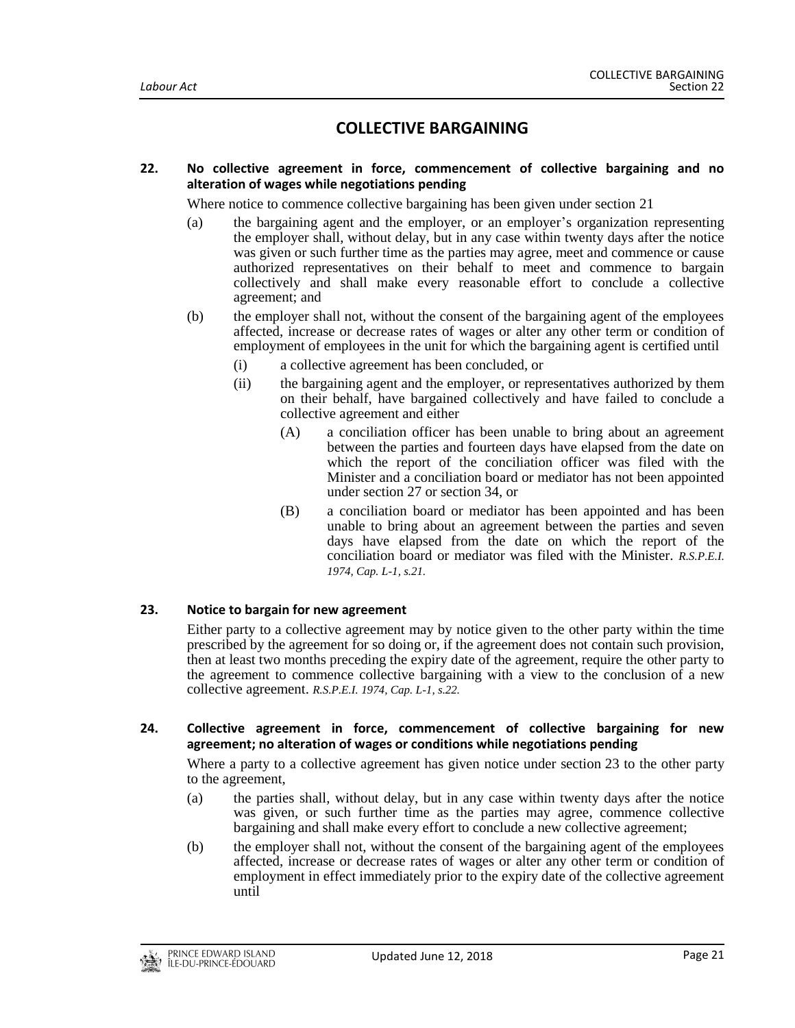# COLLECTIVE BARGAINING

**22. No collective agreement in force, commencement of collective bargaining and no alteration of wages while negotiations pending**

Where notice to commence collective bargaining has been given under section 21

(a) the bargaining agent and the employer, or an employer's organization representing the employer shall, without delay, but in any case within twenty days after the notice was given or such further time as the parties may agree, meet and commence or cause authorized representatives on their behalf to meet and commence to bargain collectively and shall make every reasonable effort to conclude a collective agreement; and

(b) the employer shall not, without the consent of the bargaining agent of the employees affected, increase or decrease rates of wages or alter any other term or condition of employment of employees in the unit for which the bargaining agent is certified until

  (i) a collective agreement has been concluded, or

  (ii) the bargaining agent and the employer, or representatives authorized by them on their behalf, have bargained collectively and have failed to conclude a collective agreement and either

    (A) a conciliation officer has been unable to bring about an agreement between the parties and fourteen days have elapsed from the date on which the report of the conciliation officer was filed with the Minister and a conciliation board or mediator has not been appointed under section 27 or section 34, or

    (B) a conciliation board or mediator has been appointed and has been unable to bring about an agreement between the parties and seven days have elapsed from the date on which the report of the conciliation board or mediator was filed with the Minister. *R.S.P.E.I. 1974, Cap. L-1, s.21.*

**23. Notice to bargain for new agreement**

Either party to a collective agreement may by notice given to the other party within the time prescribed by the agreement for so doing or, if the agreement does not contain such provision, then at least two months preceding the expiry date of the agreement, require the other party to the agreement to commence collective bargaining with a view to the conclusion of a new collective agreement. *R.S.P.E.I. 1974, Cap. L-1, s.22.*

**24. Collective agreement in force, commencement of collective bargaining for new agreement; no alteration of wages or conditions while negotiations pending**

Where a party to a collective agreement has given notice under section 23 to the other party to the agreement,

(a) the parties shall, without delay, but in any case within twenty days after the notice was given, or such further time as the parties may agree, commence collective bargaining and shall make every effort to conclude a new collective agreement;

(b) the employer shall not, without the consent of the bargaining agent of the employees affected, increase or decrease rates of wages or alter any other term or condition of employment in effect immediately prior to the expiry date of the collective agreement until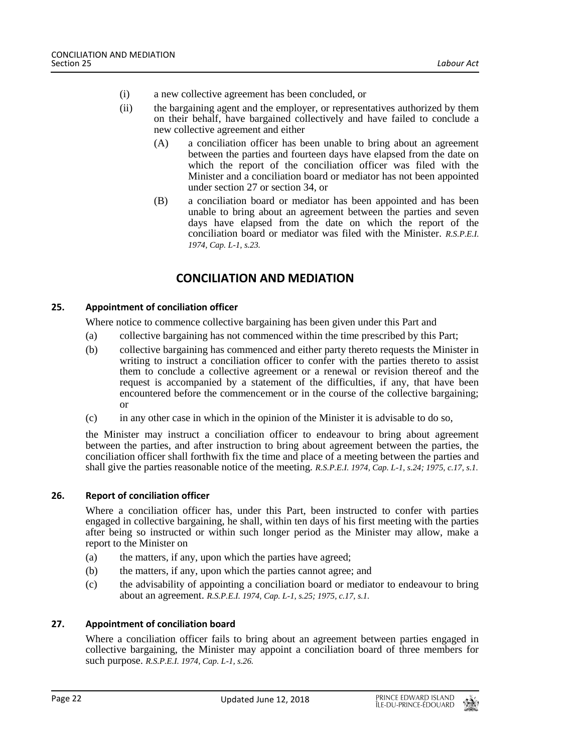(i) a new collective agreement has been concluded, or

(ii) the bargaining agent and the employer, or representatives authorized by them on their behalf, have bargained collectively and have failed to conclude a new collective agreement and either

(A) a conciliation officer has been unable to bring about an agreement between the parties and fourteen days have elapsed from the date on which the report of the conciliation officer was filed with the Minister and a conciliation board or mediator has not been appointed under section 27 or section 34, or

(B) a conciliation board or mediator has been appointed and has been unable to bring about an agreement between the parties and seven days have elapsed from the date on which the report of the conciliation board or mediator was filed with the Minister. *R.S.P.E.I. 1974, Cap. L-1, s.23.*

## CONCILIATION AND MEDIATION

### 25. Appointment of conciliation officer

Where notice to commence collective bargaining has been given under this Part and

(a) collective bargaining has not commenced within the time prescribed by this Part;

(b) collective bargaining has commenced and either party thereto requests the Minister in writing to instruct a conciliation officer to confer with the parties thereto to assist them to conclude a collective agreement or a renewal or revision thereof and the request is accompanied by a statement of the difficulties, if any, that have been encountered before the commencement or in the course of the collective bargaining; or

(c) in any other case in which in the opinion of the Minister it is advisable to do so,

the Minister may instruct a conciliation officer to endeavour to bring about agreement between the parties, and after instruction to bring about agreement between the parties, the conciliation officer shall forthwith fix the time and place of a meeting between the parties and shall give the parties reasonable notice of the meeting. *R.S.P.E.I. 1974, Cap. L-1, s.24; 1975, c.17, s.1.*

### 26. Report of conciliation officer

Where a conciliation officer has, under this Part, been instructed to confer with parties engaged in collective bargaining, he shall, within ten days of his first meeting with the parties after being so instructed or within such longer period as the Minister may allow, make a report to the Minister on

(a) the matters, if any, upon which the parties have agreed;

(b) the matters, if any, upon which the parties cannot agree; and

(c) the advisability of appointing a conciliation board or mediator to endeavour to bring about an agreement. *R.S.P.E.I. 1974, Cap. L-1, s.25; 1975, c.17, s.1.*

### 27. Appointment of conciliation board

Where a conciliation officer fails to bring about an agreement between parties engaged in collective bargaining, the Minister may appoint a conciliation board of three members for such purpose. *R.S.P.E.I. 1974, Cap. L-1, s.26.*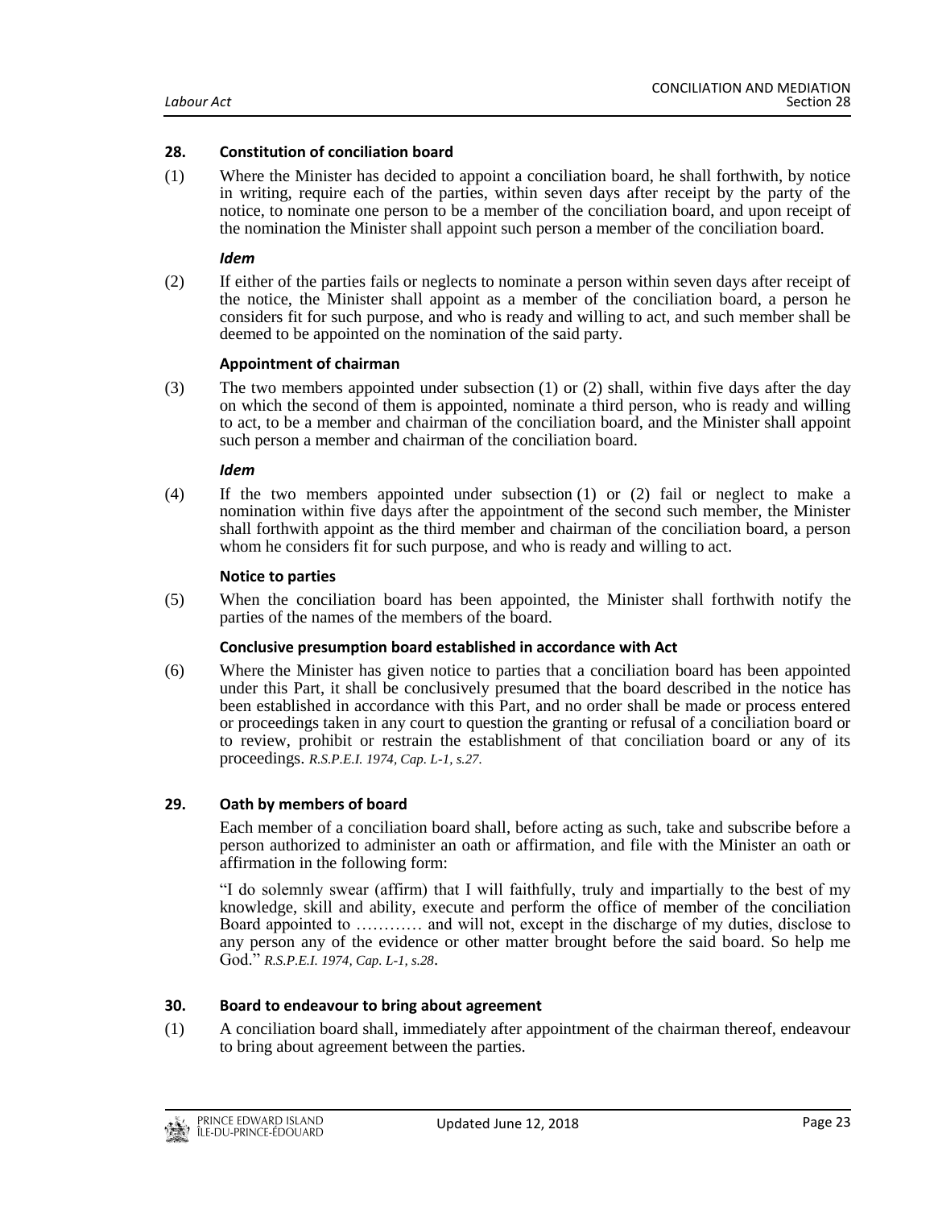### 28. Constitution of conciliation board

(1) Where the Minister has decided to appoint a conciliation board, he shall forthwith, by notice in writing, require each of the parties, within seven days after receipt by the party of the notice, to nominate one person to be a member of the conciliation board, and upon receipt of the nomination the Minister shall appoint such person a member of the conciliation board.

***Idem***

(2) If either of the parties fails or neglects to nominate a person within seven days after receipt of the notice, the Minister shall appoint as a member of the conciliation board, a person he considers fit for such purpose, and who is ready and willing to act, and such member shall be deemed to be appointed on the nomination of the said party.

**Appointment of chairman**

(3) The two members appointed under subsection (1) or (2) shall, within five days after the day on which the second of them is appointed, nominate a third person, who is ready and willing to act, to be a member and chairman of the conciliation board, and the Minister shall appoint such person a member and chairman of the conciliation board.

***Idem***

(4) If the two members appointed under subsection (1) or (2) fail or neglect to make a nomination within five days after the appointment of the second such member, the Minister shall forthwith appoint as the third member and chairman of the conciliation board, a person whom he considers fit for such purpose, and who is ready and willing to act.

**Notice to parties**

(5) When the conciliation board has been appointed, the Minister shall forthwith notify the parties of the names of the members of the board.

**Conclusive presumption board established in accordance with Act**

(6) Where the Minister has given notice to parties that a conciliation board has been appointed under this Part, it shall be conclusively presumed that the board described in the notice has been established in accordance with this Part, and no order shall be made or process entered or proceedings taken in any court to question the granting or refusal of a conciliation board or to review, prohibit or restrain the establishment of that conciliation board or any of its proceedings. *R.S.P.E.I. 1974, Cap. L-1, s.27.*

### 29. Oath by members of board

Each member of a conciliation board shall, before acting as such, take and subscribe before a person authorized to administer an oath or affirmation, and file with the Minister an oath or affirmation in the following form:

"I do solemnly swear (affirm) that I will faithfully, truly and impartially to the best of my knowledge, skill and ability, execute and perform the office of member of the conciliation Board appointed to ………… and will not, except in the discharge of my duties, disclose to any person any of the evidence or other matter brought before the said board. So help me God." *R.S.P.E.I. 1974, Cap. L-1, s.28.*

### 30. Board to endeavour to bring about agreement

(1) A conciliation board shall, immediately after appointment of the chairman thereof, endeavour to bring about agreement between the parties.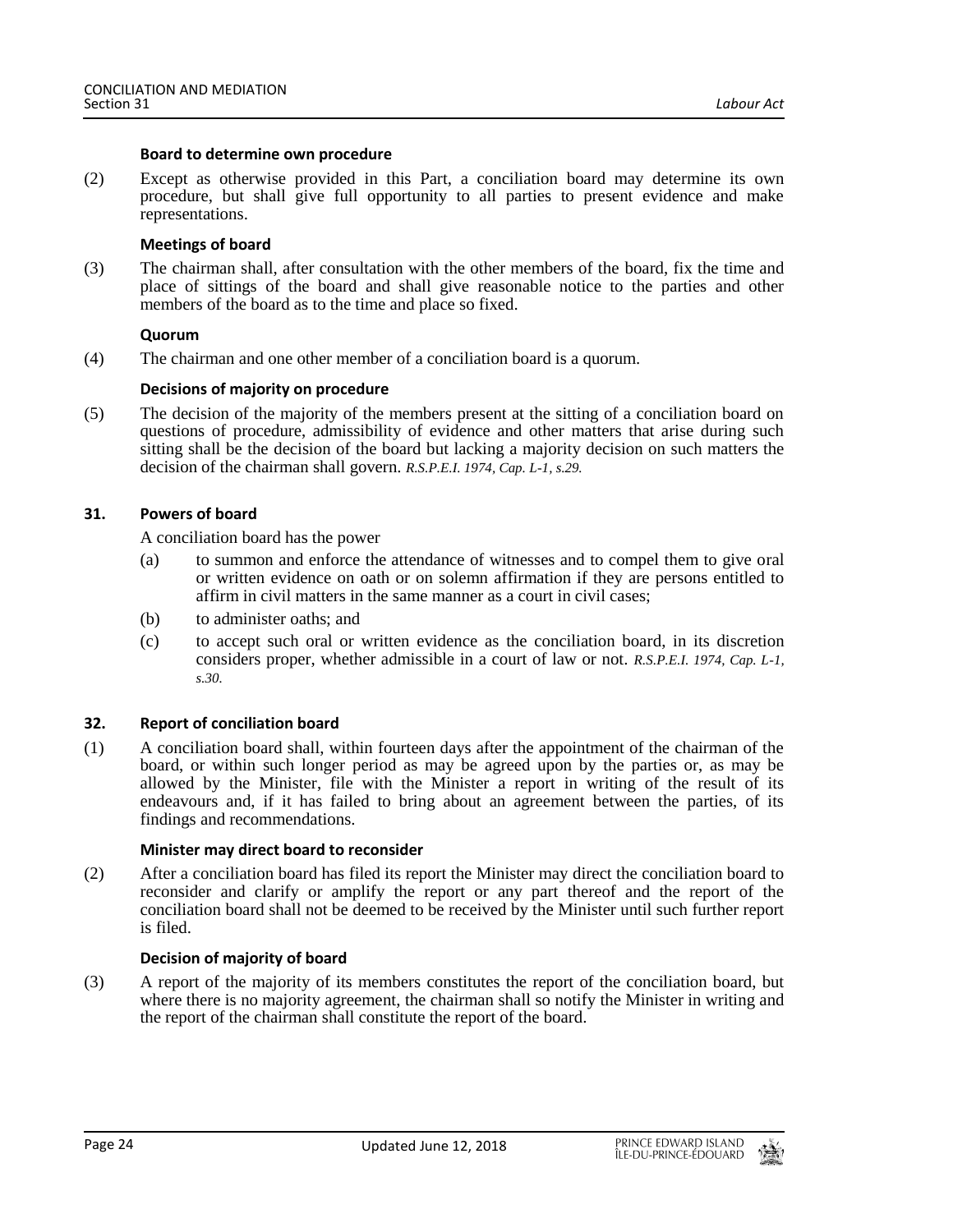**Board to determine own procedure**

(2) Except as otherwise provided in this Part, a conciliation board may determine its own procedure, but shall give full opportunity to all parties to present evidence and make representations.

**Meetings of board**

(3) The chairman shall, after consultation with the other members of the board, fix the time and place of sittings of the board and shall give reasonable notice to the parties and other members of the board as to the time and place so fixed.

**Quorum**

(4) The chairman and one other member of a conciliation board is a quorum.

**Decisions of majority on procedure**

(5) The decision of the majority of the members present at the sitting of a conciliation board on questions of procedure, admissibility of evidence and other matters that arise during such sitting shall be the decision of the board but lacking a majority decision on such matters the decision of the chairman shall govern. *R.S.P.E.I. 1974, Cap. L-1, s.29.*

**31. Powers of board**

A conciliation board has the power

(a) to summon and enforce the attendance of witnesses and to compel them to give oral or written evidence on oath or on solemn affirmation if they are persons entitled to affirm in civil matters in the same manner as a court in civil cases;

(b) to administer oaths; and

(c) to accept such oral or written evidence as the conciliation board, in its discretion considers proper, whether admissible in a court of law or not. *R.S.P.E.I. 1974, Cap. L-1, s.30.*

**32. Report of conciliation board**

(1) A conciliation board shall, within fourteen days after the appointment of the chairman of the board, or within such longer period as may be agreed upon by the parties or, as may be allowed by the Minister, file with the Minister a report in writing of the result of its endeavours and, if it has failed to bring about an agreement between the parties, of its findings and recommendations.

**Minister may direct board to reconsider**

(2) After a conciliation board has filed its report the Minister may direct the conciliation board to reconsider and clarify or amplify the report or any part thereof and the report of the conciliation board shall not be deemed to be received by the Minister until such further report is filed.

**Decision of majority of board**

(3) A report of the majority of its members constitutes the report of the conciliation board, but where there is no majority agreement, the chairman shall so notify the Minister in writing and the report of the chairman shall constitute the report of the board.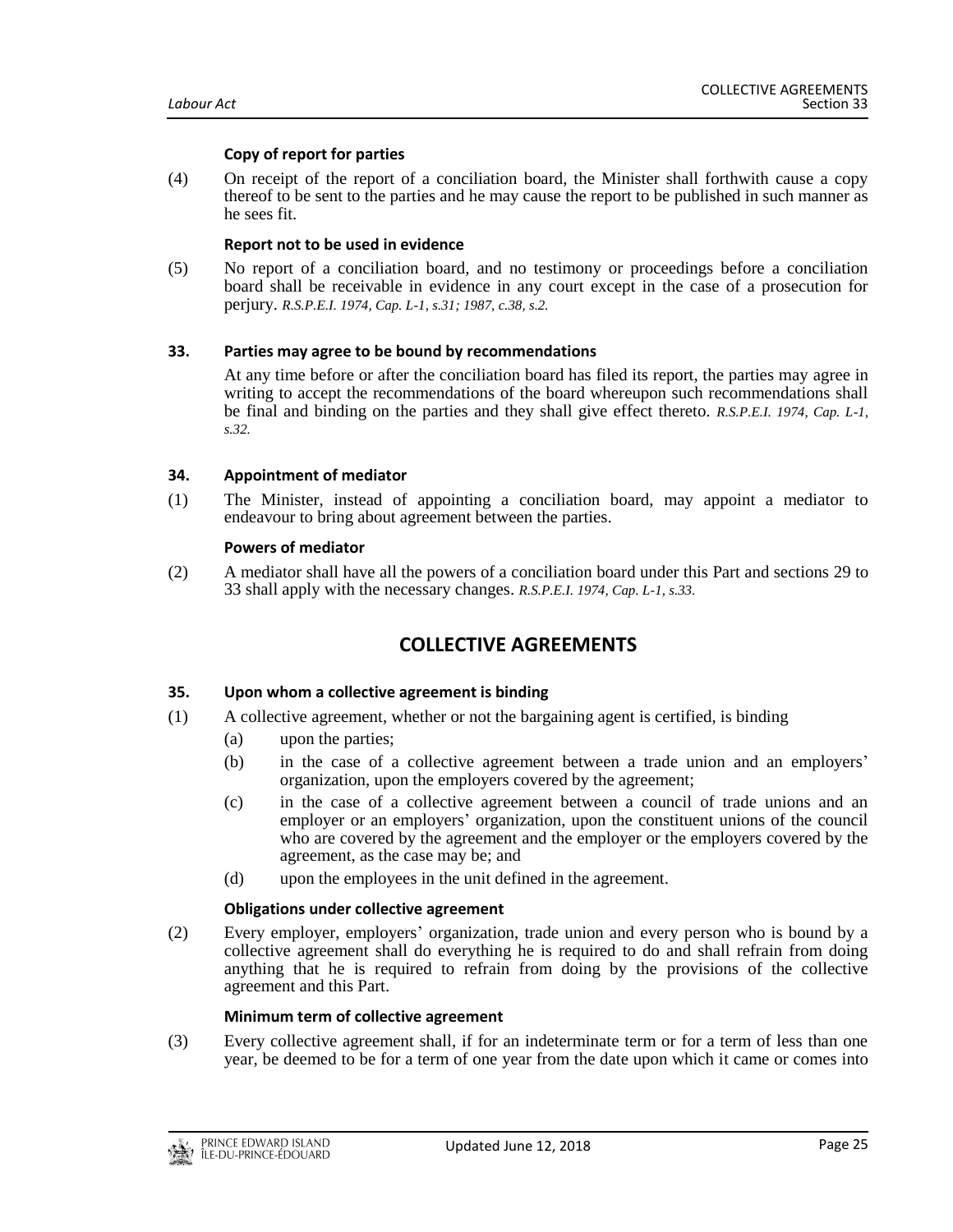**Copy of report for parties**

(4) On receipt of the report of a conciliation board, the Minister shall forthwith cause a copy thereof to be sent to the parties and he may cause the report to be published in such manner as he sees fit.

**Report not to be used in evidence**

(5) No report of a conciliation board, and no testimony or proceedings before a conciliation board shall be receivable in evidence in any court except in the case of a prosecution for perjury. *R.S.P.E.I. 1974, Cap. L-1, s.31; 1987, c.38, s.2.*

**33. Parties may agree to be bound by recommendations**

At any time before or after the conciliation board has filed its report, the parties may agree in writing to accept the recommendations of the board whereupon such recommendations shall be final and binding on the parties and they shall give effect thereto. *R.S.P.E.I. 1974, Cap. L-1, s.32.*

**34. Appointment of mediator**

(1) The Minister, instead of appointing a conciliation board, may appoint a mediator to endeavour to bring about agreement between the parties.

**Powers of mediator**

(2) A mediator shall have all the powers of a conciliation board under this Part and sections 29 to 33 shall apply with the necessary changes. *R.S.P.E.I. 1974, Cap. L-1, s.33.*

## COLLECTIVE AGREEMENTS

**35. Upon whom a collective agreement is binding**

(1) A collective agreement, whether or not the bargaining agent is certified, is binding

- (a) upon the parties;
- (b) in the case of a collective agreement between a trade union and an employers' organization, upon the employers covered by the agreement;
- (c) in the case of a collective agreement between a council of trade unions and an employer or an employers' organization, upon the constituent unions of the council who are covered by the agreement and the employer or the employers covered by the agreement, as the case may be; and
- (d) upon the employees in the unit defined in the agreement.

**Obligations under collective agreement**

(2) Every employer, employers' organization, trade union and every person who is bound by a collective agreement shall do everything he is required to do and shall refrain from doing anything that he is required to refrain from doing by the provisions of the collective agreement and this Part.

**Minimum term of collective agreement**

(3) Every collective agreement shall, if for an indeterminate term or for a term of less than one year, be deemed to be for a term of one year from the date upon which it came or comes into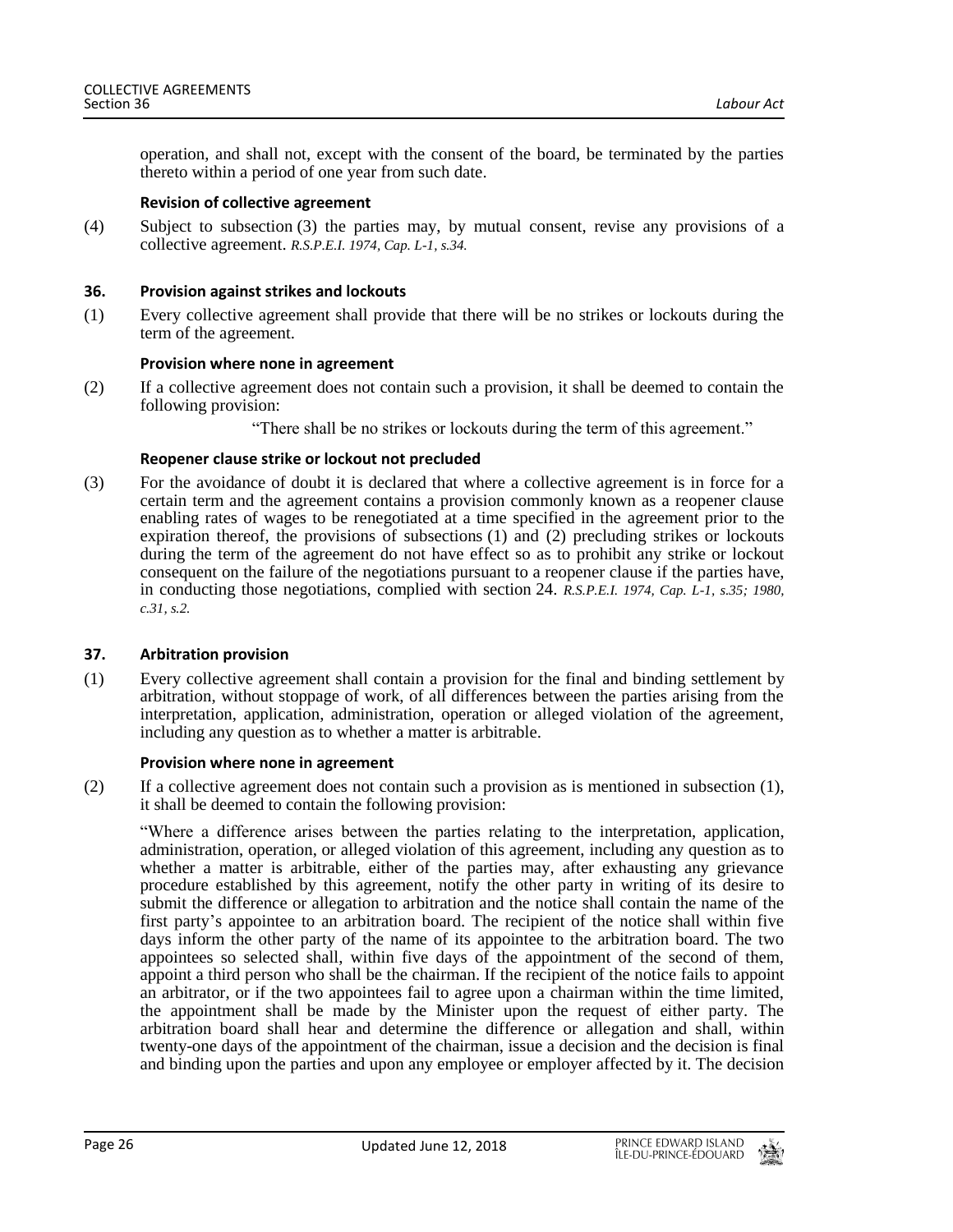operation, and shall not, except with the consent of the board, be terminated by the parties thereto within a period of one year from such date.

**Revision of collective agreement**

(4) Subject to subsection (3) the parties may, by mutual consent, revise any provisions of a collective agreement. *R.S.P.E.I. 1974, Cap. L-1, s.34.*

### 36. Provision against strikes and lockouts

(1) Every collective agreement shall provide that there will be no strikes or lockouts during the term of the agreement.

**Provision where none in agreement**

(2) If a collective agreement does not contain such a provision, it shall be deemed to contain the following provision:

"There shall be no strikes or lockouts during the term of this agreement."

**Reopener clause strike or lockout not precluded**

(3) For the avoidance of doubt it is declared that where a collective agreement is in force for a certain term and the agreement contains a provision commonly known as a reopener clause enabling rates of wages to be renegotiated at a time specified in the agreement prior to the expiration thereof, the provisions of subsections (1) and (2) precluding strikes or lockouts during the term of the agreement do not have effect so as to prohibit any strike or lockout consequent on the failure of the negotiations pursuant to a reopener clause if the parties have, in conducting those negotiations, complied with section 24. *R.S.P.E.I. 1974, Cap. L-1, s.35; 1980, c.31, s.2.*

### 37. Arbitration provision

(1) Every collective agreement shall contain a provision for the final and binding settlement by arbitration, without stoppage of work, of all differences between the parties arising from the interpretation, application, administration, operation or alleged violation of the agreement, including any question as to whether a matter is arbitrable.

**Provision where none in agreement**

(2) If a collective agreement does not contain such a provision as is mentioned in subsection (1), it shall be deemed to contain the following provision:

"Where a difference arises between the parties relating to the interpretation, application, administration, operation, or alleged violation of this agreement, including any question as to whether a matter is arbitrable, either of the parties may, after exhausting any grievance procedure established by this agreement, notify the other party in writing of its desire to submit the difference or allegation to arbitration and the notice shall contain the name of the first party's appointee to an arbitration board. The recipient of the notice shall within five days inform the other party of the name of its appointee to the arbitration board. The two appointees so selected shall, within five days of the appointment of the second of them, appoint a third person who shall be the chairman. If the recipient of the notice fails to appoint an arbitrator, or if the two appointees fail to agree upon a chairman within the time limited, the appointment shall be made by the Minister upon the request of either party. The arbitration board shall hear and determine the difference or allegation and shall, within twenty-one days of the appointment of the chairman, issue a decision and the decision is final and binding upon the parties and upon any employee or employer affected by it. The decision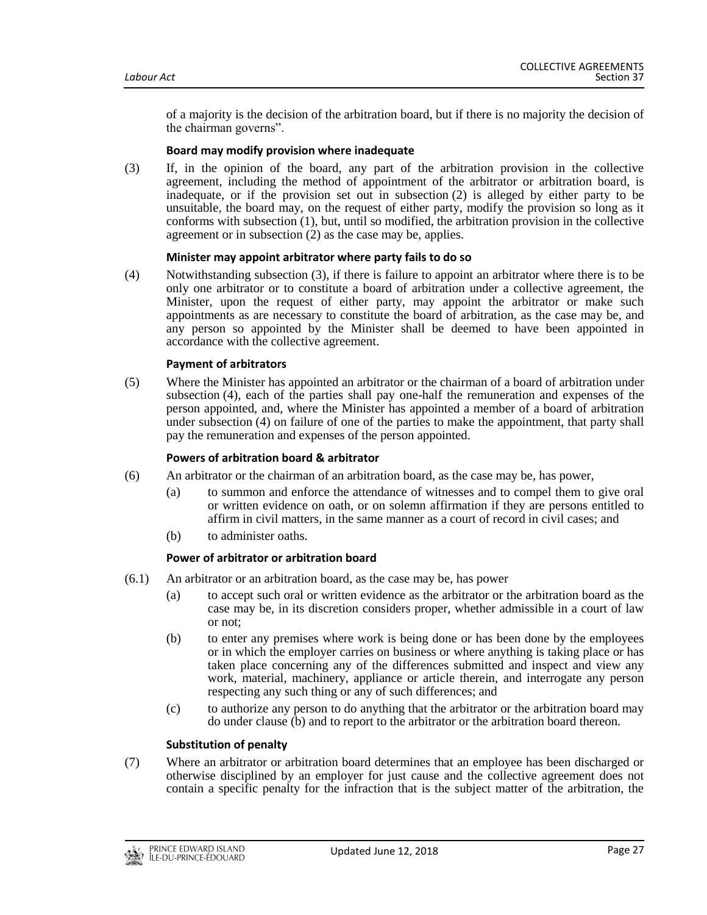of a majority is the decision of the arbitration board, but if there is no majority the decision of the chairman governs".

**Board may modify provision where inadequate**

(3) If, in the opinion of the board, any part of the arbitration provision in the collective agreement, including the method of appointment of the arbitrator or arbitration board, is inadequate, or if the provision set out in subsection (2) is alleged by either party to be unsuitable, the board may, on the request of either party, modify the provision so long as it conforms with subsection (1), but, until so modified, the arbitration provision in the collective agreement or in subsection (2) as the case may be, applies.

**Minister may appoint arbitrator where party fails to do so**

(4) Notwithstanding subsection (3), if there is failure to appoint an arbitrator where there is to be only one arbitrator or to constitute a board of arbitration under a collective agreement, the Minister, upon the request of either party, may appoint the arbitrator or make such appointments as are necessary to constitute the board of arbitration, as the case may be, and any person so appointed by the Minister shall be deemed to have been appointed in accordance with the collective agreement.

**Payment of arbitrators**

(5) Where the Minister has appointed an arbitrator or the chairman of a board of arbitration under subsection (4), each of the parties shall pay one-half the remuneration and expenses of the person appointed, and, where the Minister has appointed a member of a board of arbitration under subsection (4) on failure of one of the parties to make the appointment, that party shall pay the remuneration and expenses of the person appointed.

**Powers of arbitration board & arbitrator**

(6) An arbitrator or the chairman of an arbitration board, as the case may be, has power,

(a) to summon and enforce the attendance of witnesses and to compel them to give oral or written evidence on oath, or on solemn affirmation if they are persons entitled to affirm in civil matters, in the same manner as a court of record in civil cases; and

(b) to administer oaths.

**Power of arbitrator or arbitration board**

(6.1) An arbitrator or an arbitration board, as the case may be, has power

(a) to accept such oral or written evidence as the arbitrator or the arbitration board as the case may be, in its discretion considers proper, whether admissible in a court of law or not;

(b) to enter any premises where work is being done or has been done by the employees or in which the employer carries on business or where anything is taking place or has taken place concerning any of the differences submitted and inspect and view any work, material, machinery, appliance or article therein, and interrogate any person respecting any such thing or any of such differences; and

(c) to authorize any person to do anything that the arbitrator or the arbitration board may do under clause (b) and to report to the arbitrator or the arbitration board thereon.

**Substitution of penalty**

(7) Where an arbitrator or arbitration board determines that an employee has been discharged or otherwise disciplined by an employer for just cause and the collective agreement does not contain a specific penalty for the infraction that is the subject matter of the arbitration, the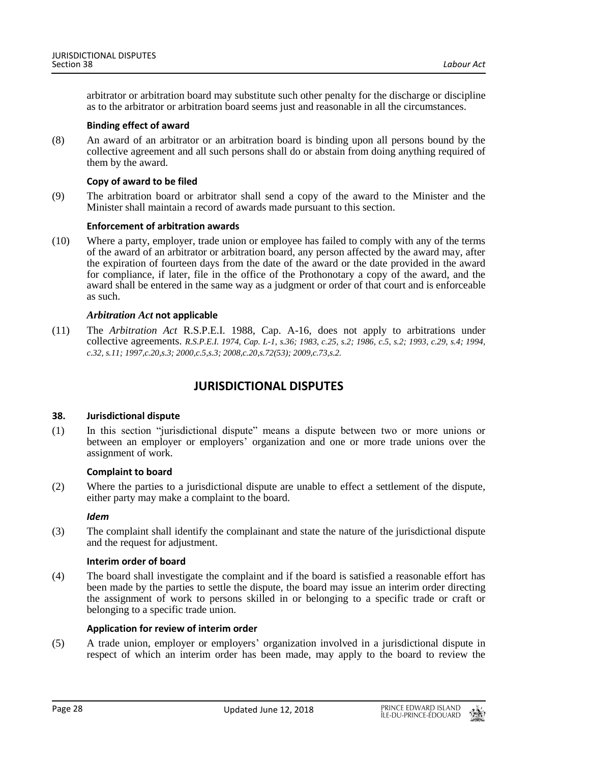arbitrator or arbitration board may substitute such other penalty for the discharge or discipline as to the arbitrator or arbitration board seems just and reasonable in all the circumstances.

**Binding effect of award**

(8) An award of an arbitrator or an arbitration board is binding upon all persons bound by the collective agreement and all such persons shall do or abstain from doing anything required of them by the award.

**Copy of award to be filed**

(9) The arbitration board or arbitrator shall send a copy of the award to the Minister and the Minister shall maintain a record of awards made pursuant to this section.

**Enforcement of arbitration awards**

(10) Where a party, employer, trade union or employee has failed to comply with any of the terms of the award of an arbitrator or arbitration board, any person affected by the award may, after the expiration of fourteen days from the date of the award or the date provided in the award for compliance, if later, file in the office of the Prothonotary a copy of the award, and the award shall be entered in the same way as a judgment or order of that court and is enforceable as such.

***Arbitration Act* not applicable**

(11) The *Arbitration Act* R.S.P.E.I. 1988, Cap. A-16, does not apply to arbitrations under collective agreements. *R.S.P.E.I. 1974, Cap. L-1, s.36; 1983, c.25, s.2; 1986, c.5, s.2; 1993, c.29, s.4; 1994, c.32, s.11; 1997,c.20,s.3; 2000,c.5,s.3; 2008,c.20,s.72(53); 2009,c.73,s.2.*

## JURISDICTIONAL DISPUTES

**38. Jurisdictional dispute**

(1) In this section "jurisdictional dispute" means a dispute between two or more unions or between an employer or employers' organization and one or more trade unions over the assignment of work.

**Complaint to board**

(2) Where the parties to a jurisdictional dispute are unable to effect a settlement of the dispute, either party may make a complaint to the board.

***Idem***

(3) The complaint shall identify the complainant and state the nature of the jurisdictional dispute and the request for adjustment.

**Interim order of board**

(4) The board shall investigate the complaint and if the board is satisfied a reasonable effort has been made by the parties to settle the dispute, the board may issue an interim order directing the assignment of work to persons skilled in or belonging to a specific trade or craft or belonging to a specific trade union.

**Application for review of interim order**

(5) A trade union, employer or employers' organization involved in a jurisdictional dispute in respect of which an interim order has been made, may apply to the board to review the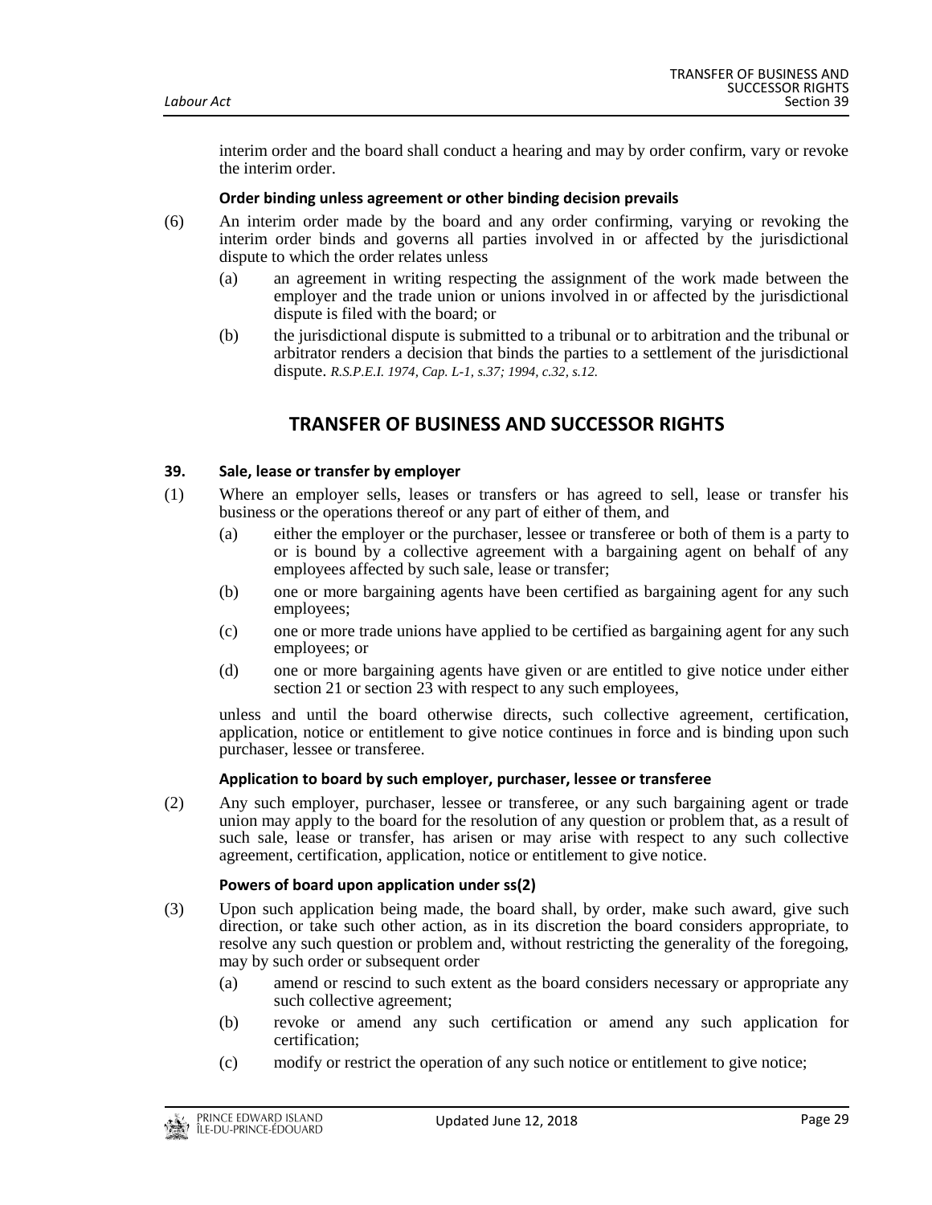interim order and the board shall conduct a hearing and may by order confirm, vary or revoke the interim order.

**Order binding unless agreement or other binding decision prevails**

(6) An interim order made by the board and any order confirming, varying or revoking the interim order binds and governs all parties involved in or affected by the jurisdictional dispute to which the order relates unless

- (a) an agreement in writing respecting the assignment of the work made between the employer and the trade union or unions involved in or affected by the jurisdictional dispute is filed with the board; or
- (b) the jurisdictional dispute is submitted to a tribunal or to arbitration and the tribunal or arbitrator renders a decision that binds the parties to a settlement of the jurisdictional dispute. *R.S.P.E.I. 1974, Cap. L-1, s.37; 1994, c.32, s.12.*

## TRANSFER OF BUSINESS AND SUCCESSOR RIGHTS

**39. Sale, lease or transfer by employer**

(1) Where an employer sells, leases or transfers or has agreed to sell, lease or transfer his business or the operations thereof or any part of either of them, and

- (a) either the employer or the purchaser, lessee or transferee or both of them is a party to or is bound by a collective agreement with a bargaining agent on behalf of any employees affected by such sale, lease or transfer;
- (b) one or more bargaining agents have been certified as bargaining agent for any such employees;
- (c) one or more trade unions have applied to be certified as bargaining agent for any such employees; or
- (d) one or more bargaining agents have given or are entitled to give notice under either section 21 or section 23 with respect to any such employees,

unless and until the board otherwise directs, such collective agreement, certification, application, notice or entitlement to give notice continues in force and is binding upon such purchaser, lessee or transferee.

**Application to board by such employer, purchaser, lessee or transferee**

(2) Any such employer, purchaser, lessee or transferee, or any such bargaining agent or trade union may apply to the board for the resolution of any question or problem that, as a result of such sale, lease or transfer, has arisen or may arise with respect to any such collective agreement, certification, application, notice or entitlement to give notice.

**Powers of board upon application under ss(2)**

(3) Upon such application being made, the board shall, by order, make such award, give such direction, or take such other action, as in its discretion the board considers appropriate, to resolve any such question or problem and, without restricting the generality of the foregoing, may by such order or subsequent order

- (a) amend or rescind to such extent as the board considers necessary or appropriate any such collective agreement;
- (b) revoke or amend any such certification or amend any such application for certification;
- (c) modify or restrict the operation of any such notice or entitlement to give notice;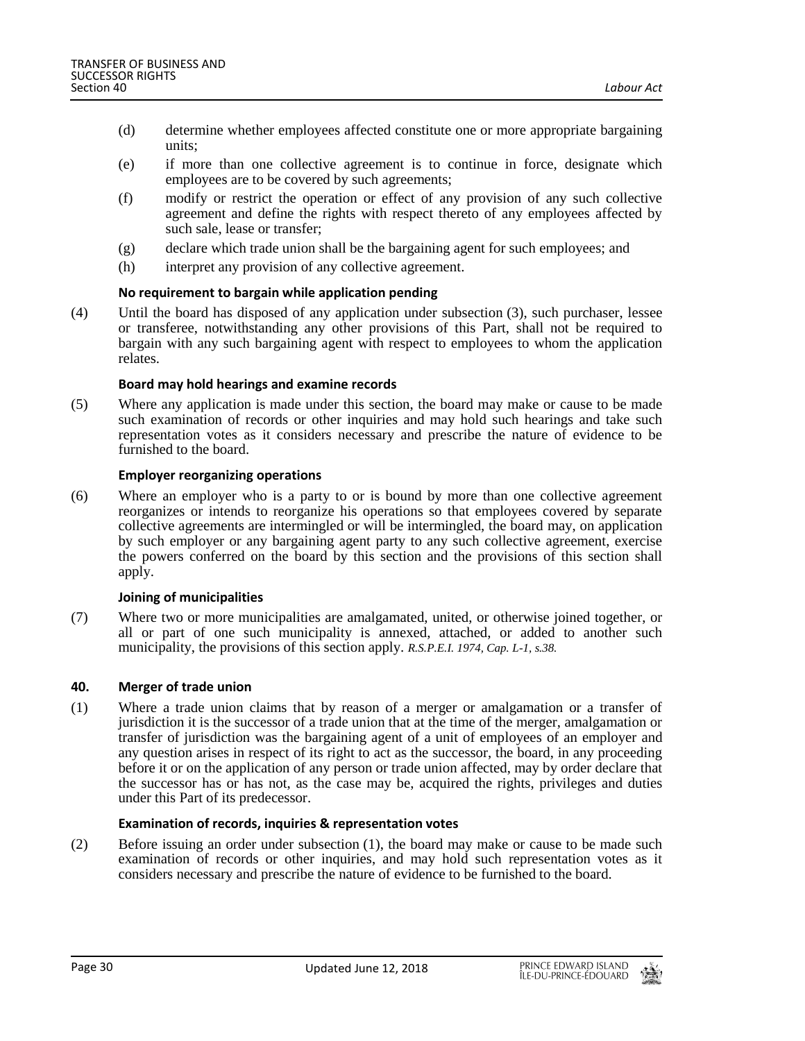(d) determine whether employees affected constitute one or more appropriate bargaining units;

(e) if more than one collective agreement is to continue in force, designate which employees are to be covered by such agreements;

(f) modify or restrict the operation or effect of any provision of any such collective agreement and define the rights with respect thereto of any employees affected by such sale, lease or transfer;

(g) declare which trade union shall be the bargaining agent for such employees; and

(h) interpret any provision of any collective agreement.

**No requirement to bargain while application pending**

(4) Until the board has disposed of any application under subsection (3), such purchaser, lessee or transferee, notwithstanding any other provisions of this Part, shall not be required to bargain with any such bargaining agent with respect to employees to whom the application relates.

**Board may hold hearings and examine records**

(5) Where any application is made under this section, the board may make or cause to be made such examination of records or other inquiries and may hold such hearings and take such representation votes as it considers necessary and prescribe the nature of evidence to be furnished to the board.

**Employer reorganizing operations**

(6) Where an employer who is a party to or is bound by more than one collective agreement reorganizes or intends to reorganize his operations so that employees covered by separate collective agreements are intermingled or will be intermingled, the board may, on application by such employer or any bargaining agent party to any such collective agreement, exercise the powers conferred on the board by this section and the provisions of this section shall apply.

**Joining of municipalities**

(7) Where two or more municipalities are amalgamated, united, or otherwise joined together, or all or part of one such municipality is annexed, attached, or added to another such municipality, the provisions of this section apply. *R.S.P.E.I. 1974, Cap. L-1, s.38.*

**40. Merger of trade union**

(1) Where a trade union claims that by reason of a merger or amalgamation or a transfer of jurisdiction it is the successor of a trade union that at the time of the merger, amalgamation or transfer of jurisdiction was the bargaining agent of a unit of employees of an employer and any question arises in respect of its right to act as the successor, the board, in any proceeding before it or on the application of any person or trade union affected, may by order declare that the successor has or has not, as the case may be, acquired the rights, privileges and duties under this Part of its predecessor.

**Examination of records, inquiries & representation votes**

(2) Before issuing an order under subsection (1), the board may make or cause to be made such examination of records or other inquiries, and may hold such representation votes as it considers necessary and prescribe the nature of evidence to be furnished to the board.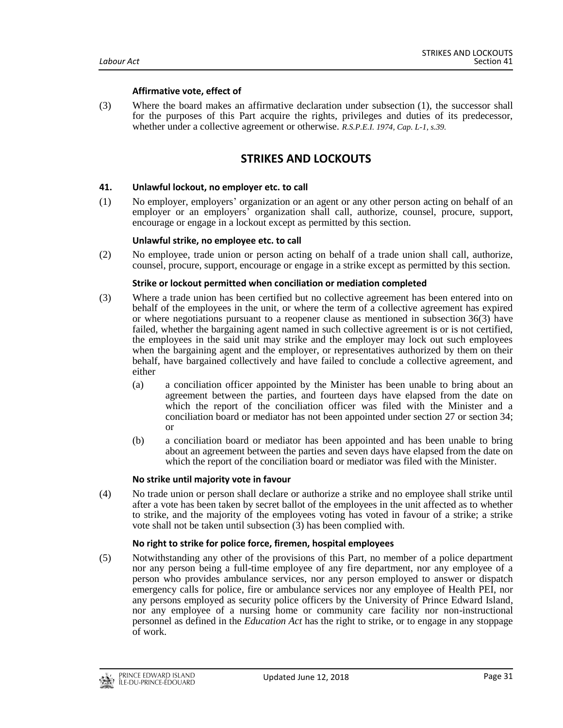#### Affirmative vote, effect of

(3) Where the board makes an affirmative declaration under subsection (1), the successor shall for the purposes of this Part acquire the rights, privileges and duties of its predecessor, whether under a collective agreement or otherwise. *R.S.P.E.I. 1974, Cap. L-1, s.39.*

## STRIKES AND LOCKOUTS

### 41. Unlawful lockout, no employer etc. to call

(1) No employer, employers' organization or an agent or any other person acting on behalf of an employer or an employers' organization shall call, authorize, counsel, procure, support, encourage or engage in a lockout except as permitted by this section.

#### Unlawful strike, no employee etc. to call

(2) No employee, trade union or person acting on behalf of a trade union shall call, authorize, counsel, procure, support, encourage or engage in a strike except as permitted by this section.

#### Strike or lockout permitted when conciliation or mediation completed

(3) Where a trade union has been certified but no collective agreement has been entered into on behalf of the employees in the unit, or where the term of a collective agreement has expired or where negotiations pursuant to a reopener clause as mentioned in subsection 36(3) have failed, whether the bargaining agent named in such collective agreement is or is not certified, the employees in the said unit may strike and the employer may lock out such employees when the bargaining agent and the employer, or representatives authorized by them on their behalf, have bargained collectively and have failed to conclude a collective agreement, and either

(a) a conciliation officer appointed by the Minister has been unable to bring about an agreement between the parties, and fourteen days have elapsed from the date on which the report of the conciliation officer was filed with the Minister and a conciliation board or mediator has not been appointed under section 27 or section 34; or

(b) a conciliation board or mediator has been appointed and has been unable to bring about an agreement between the parties and seven days have elapsed from the date on which the report of the conciliation board or mediator was filed with the Minister.

#### No strike until majority vote in favour

(4) No trade union or person shall declare or authorize a strike and no employee shall strike until after a vote has been taken by secret ballot of the employees in the unit affected as to whether to strike, and the majority of the employees voting has voted in favour of a strike; a strike vote shall not be taken until subsection (3) has been complied with.

#### No right to strike for police force, firemen, hospital employees

(5) Notwithstanding any other of the provisions of this Part, no member of a police department nor any person being a full-time employee of any fire department, nor any employee of a person who provides ambulance services, nor any person employed to answer or dispatch emergency calls for police, fire or ambulance services nor any employee of Health PEI, nor any persons employed as security police officers by the University of Prince Edward Island, nor any employee of a nursing home or community care facility nor non-instructional personnel as defined in the *Education Act* has the right to strike, or to engage in any stoppage of work.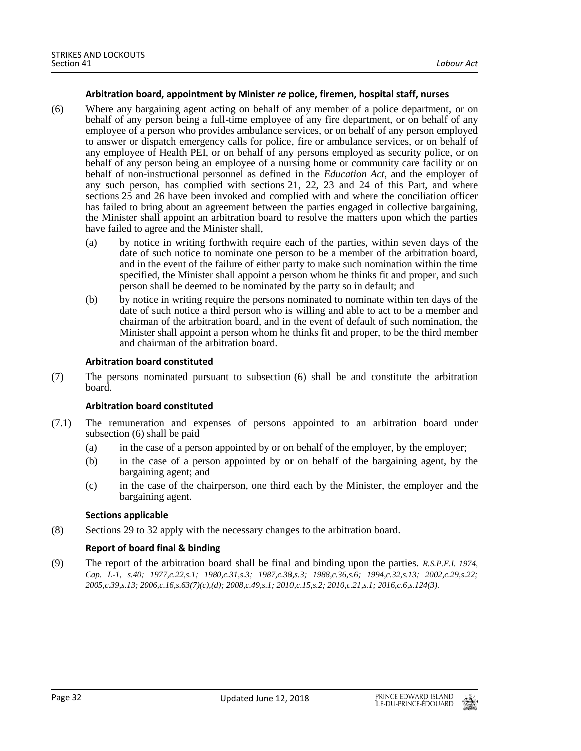#### Arbitration board, appointment by Minister *re* police, firemen, hospital staff, nurses

(6) Where any bargaining agent acting on behalf of any member of a police department, or on behalf of any person being a full-time employee of any fire department, or on behalf of any employee of a person who provides ambulance services, or on behalf of any person employed to answer or dispatch emergency calls for police, fire or ambulance services, or on behalf of any employee of Health PEI, or on behalf of any persons employed as security police, or on behalf of any person being an employee of a nursing home or community care facility or on behalf of non-instructional personnel as defined in the *Education Act*, and the employer of any such person, has complied with sections 21, 22, 23 and 24 of this Part, and where sections 25 and 26 have been invoked and complied with and where the conciliation officer has failed to bring about an agreement between the parties engaged in collective bargaining, the Minister shall appoint an arbitration board to resolve the matters upon which the parties have failed to agree and the Minister shall,

- (a) by notice in writing forthwith require each of the parties, within seven days of the date of such notice to nominate one person to be a member of the arbitration board, and in the event of the failure of either party to make such nomination within the time specified, the Minister shall appoint a person whom he thinks fit and proper, and such person shall be deemed to be nominated by the party so in default; and
- (b) by notice in writing require the persons nominated to nominate within ten days of the date of such notice a third person who is willing and able to act to be a member and chairman of the arbitration board, and in the event of default of such nomination, the Minister shall appoint a person whom he thinks fit and proper, to be the third member and chairman of the arbitration board.

#### Arbitration board constituted

(7) The persons nominated pursuant to subsection (6) shall be and constitute the arbitration board.

#### Arbitration board constituted

(7.1) The remuneration and expenses of persons appointed to an arbitration board under subsection (6) shall be paid

- (a) in the case of a person appointed by or on behalf of the employer, by the employer;
- (b) in the case of a person appointed by or on behalf of the bargaining agent, by the bargaining agent; and
- (c) in the case of the chairperson, one third each by the Minister, the employer and the bargaining agent.

#### Sections applicable

(8) Sections 29 to 32 apply with the necessary changes to the arbitration board.

#### Report of board final & binding

(9) The report of the arbitration board shall be final and binding upon the parties. *R.S.P.E.I. 1974, Cap. L-1, s.40; 1977,c.22,s.1; 1980,c.31,s.3; 1987,c.38,s.3; 1988,c.36,s.6; 1994,c.32,s.13; 2002,c.29,s.22; 2005,c.39,s.13; 2006,c.16,s.63(7)(c),(d); 2008,c.49,s.1; 2010,c.15,s.2; 2010,c.21,s.1; 2016,c.6,s.124(3).*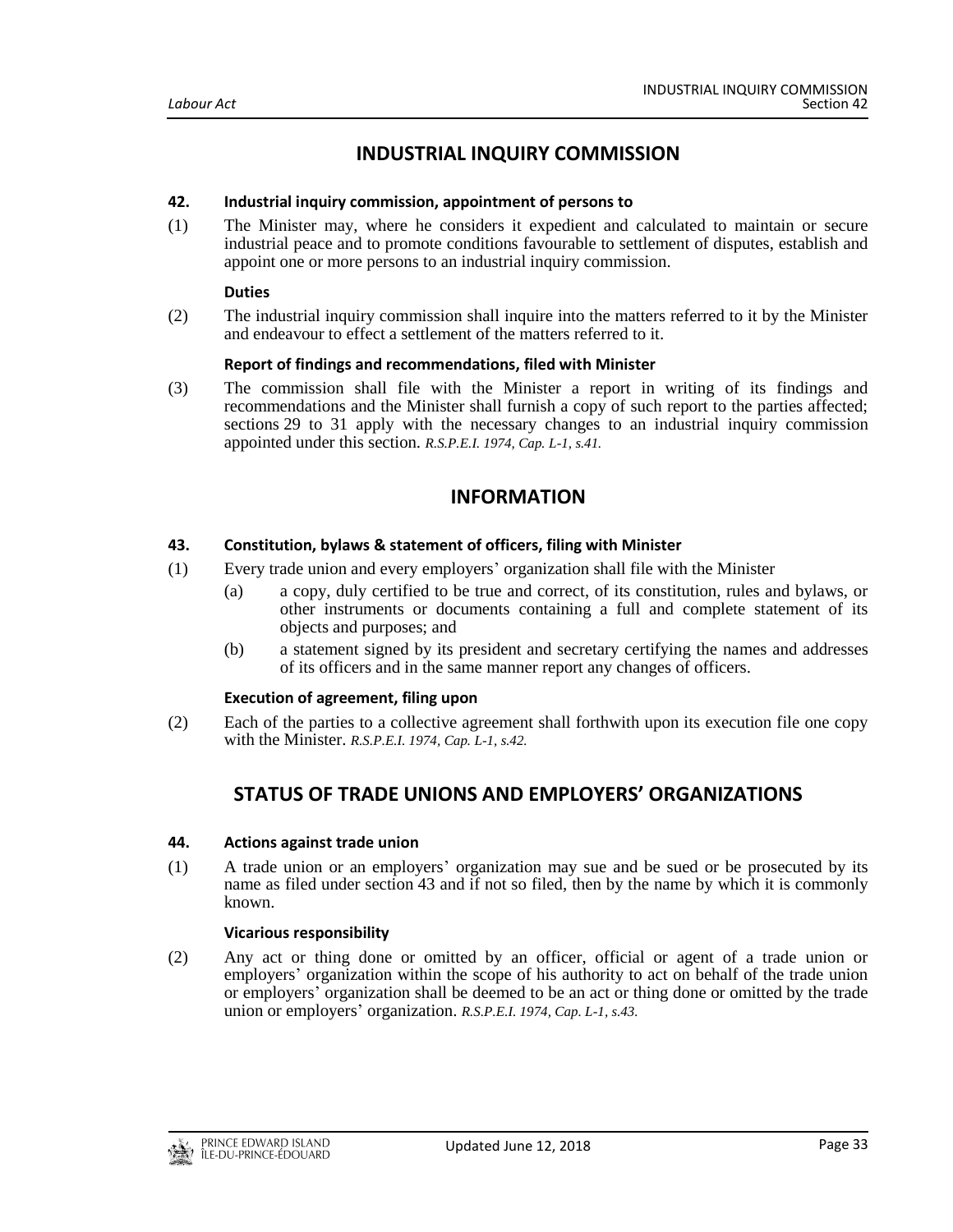## INDUSTRIAL INQUIRY COMMISSION

### 42. Industrial inquiry commission, appointment of persons to

(1) The Minister may, where he considers it expedient and calculated to maintain or secure industrial peace and to promote conditions favourable to settlement of disputes, establish and appoint one or more persons to an industrial inquiry commission.

**Duties**

(2) The industrial inquiry commission shall inquire into the matters referred to it by the Minister and endeavour to effect a settlement of the matters referred to it.

**Report of findings and recommendations, filed with Minister**

(3) The commission shall file with the Minister a report in writing of its findings and recommendations and the Minister shall furnish a copy of such report to the parties affected; sections 29 to 31 apply with the necessary changes to an industrial inquiry commission appointed under this section. *R.S.P.E.I. 1974, Cap. L-1, s.41.*

## INFORMATION

### 43. Constitution, bylaws & statement of officers, filing with Minister

(1) Every trade union and every employers' organization shall file with the Minister

(a) a copy, duly certified to be true and correct, of its constitution, rules and bylaws, or other instruments or documents containing a full and complete statement of its objects and purposes; and

(b) a statement signed by its president and secretary certifying the names and addresses of its officers and in the same manner report any changes of officers.

**Execution of agreement, filing upon**

(2) Each of the parties to a collective agreement shall forthwith upon its execution file one copy with the Minister. *R.S.P.E.I. 1974, Cap. L-1, s.42.*

## STATUS OF TRADE UNIONS AND EMPLOYERS' ORGANIZATIONS

### 44. Actions against trade union

(1) A trade union or an employers' organization may sue and be sued or be prosecuted by its name as filed under section 43 and if not so filed, then by the name by which it is commonly known.

**Vicarious responsibility**

(2) Any act or thing done or omitted by an officer, official or agent of a trade union or employers' organization within the scope of his authority to act on behalf of the trade union or employers' organization shall be deemed to be an act or thing done or omitted by the trade union or employers' organization. *R.S.P.E.I. 1974, Cap. L-1, s.43.*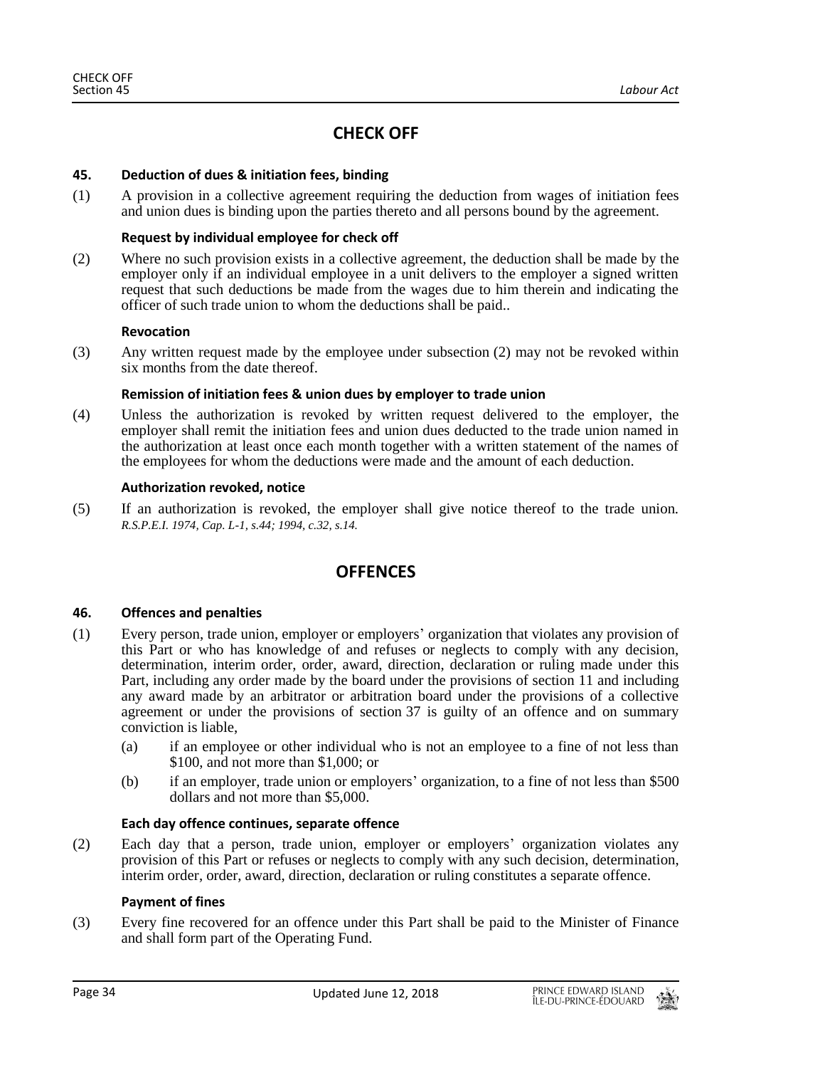## CHECK OFF

### 45. Deduction of dues & initiation fees, binding

(1) A provision in a collective agreement requiring the deduction from wages of initiation fees and union dues is binding upon the parties thereto and all persons bound by the agreement.

**Request by individual employee for check off**

(2) Where no such provision exists in a collective agreement, the deduction shall be made by the employer only if an individual employee in a unit delivers to the employer a signed written request that such deductions be made from the wages due to him therein and indicating the officer of such trade union to whom the deductions shall be paid..

**Revocation**

(3) Any written request made by the employee under subsection (2) may not be revoked within six months from the date thereof.

**Remission of initiation fees & union dues by employer to trade union**

(4) Unless the authorization is revoked by written request delivered to the employer, the employer shall remit the initiation fees and union dues deducted to the trade union named in the authorization at least once each month together with a written statement of the names of the employees for whom the deductions were made and the amount of each deduction.

**Authorization revoked, notice**

(5) If an authorization is revoked, the employer shall give notice thereof to the trade union. *R.S.P.E.I. 1974, Cap. L-1, s.44; 1994, c.32, s.14.*

## OFFENCES

### 46. Offences and penalties

(1) Every person, trade union, employer or employers' organization that violates any provision of this Part or who has knowledge of and refuses or neglects to comply with any decision, determination, interim order, order, award, direction, declaration or ruling made under this Part, including any order made by the board under the provisions of section 11 and including any award made by an arbitrator or arbitration board under the provisions of a collective agreement or under the provisions of section 37 is guilty of an offence and on summary conviction is liable,

(a) if an employee or other individual who is not an employee to a fine of not less than $100, and not more than $1,000; or

(b) if an employer, trade union or employers' organization, to a fine of not less than $500 dollars and not more than $5,000.

**Each day offence continues, separate offence**

(2) Each day that a person, trade union, employer or employers' organization violates any provision of this Part or refuses or neglects to comply with any such decision, determination, interim order, order, award, direction, declaration or ruling constitutes a separate offence.

**Payment of fines**

(3) Every fine recovered for an offence under this Part shall be paid to the Minister of Finance and shall form part of the Operating Fund.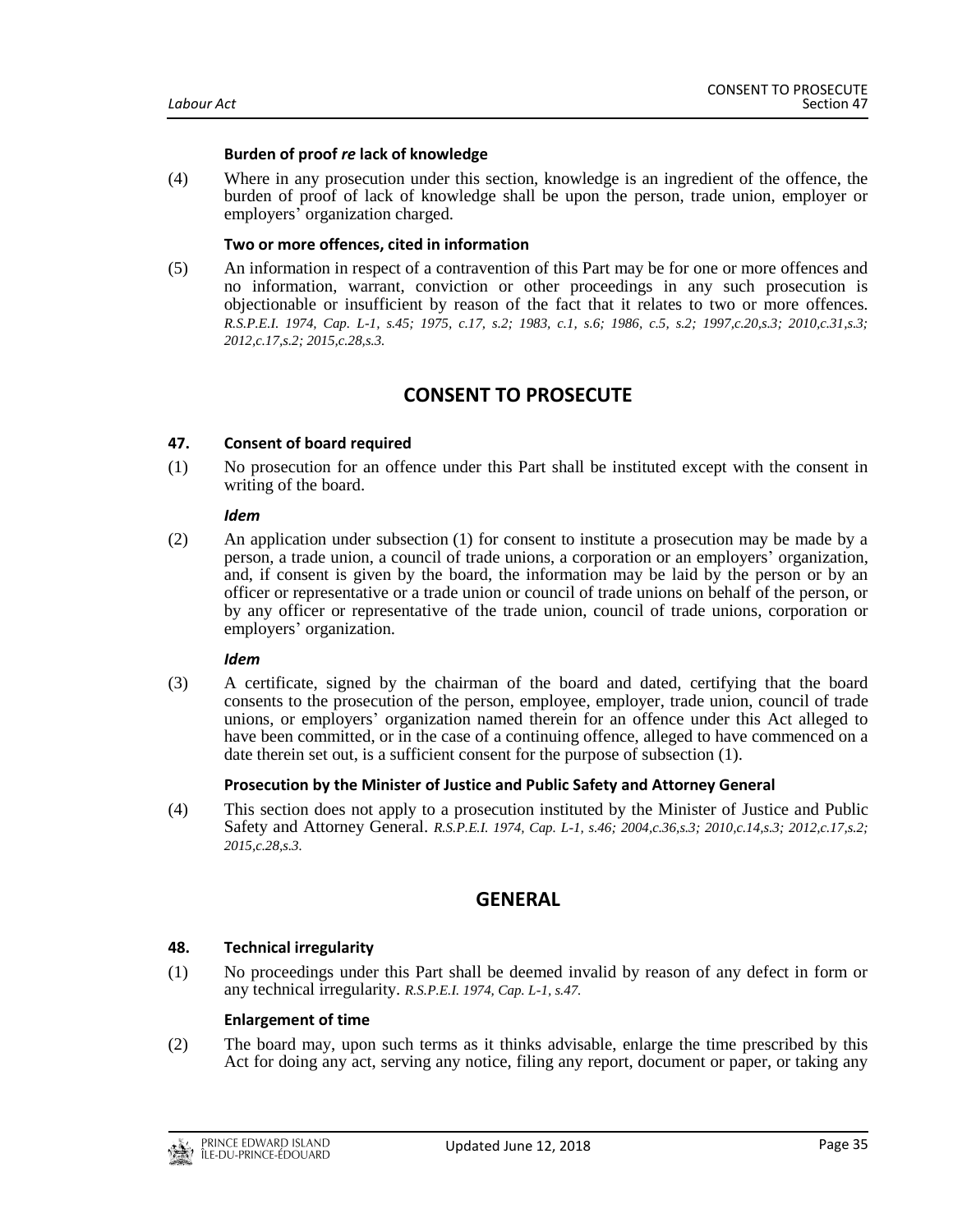**Burden of proof *re* lack of knowledge**

(4) Where in any prosecution under this section, knowledge is an ingredient of the offence, the burden of proof of lack of knowledge shall be upon the person, trade union, employer or employers' organization charged.

**Two or more offences, cited in information**

(5) An information in respect of a contravention of this Part may be for one or more offences and no information, warrant, conviction or other proceedings in any such prosecution is objectionable or insufficient by reason of the fact that it relates to two or more offences. *R.S.P.E.I. 1974, Cap. L-1, s.45; 1975, c.17, s.2; 1983, c.1, s.6; 1986, c.5, s.2; 1997,c.20,s.3; 2010,c.31,s.3; 2012,c.17,s.2; 2015,c.28,s.3.*

## CONSENT TO PROSECUTE

**47. Consent of board required**

(1) No prosecution for an offence under this Part shall be instituted except with the consent in writing of the board.

***Idem***

(2) An application under subsection (1) for consent to institute a prosecution may be made by a person, a trade union, a council of trade unions, a corporation or an employers' organization, and, if consent is given by the board, the information may be laid by the person or by an officer or representative or a trade union or council of trade unions on behalf of the person, or by any officer or representative of the trade union, council of trade unions, corporation or employers' organization.

***Idem***

(3) A certificate, signed by the chairman of the board and dated, certifying that the board consents to the prosecution of the person, employee, employer, trade union, council of trade unions, or employers' organization named therein for an offence under this Act alleged to have been committed, or in the case of a continuing offence, alleged to have commenced on a date therein set out, is a sufficient consent for the purpose of subsection (1).

**Prosecution by the Minister of Justice and Public Safety and Attorney General**

(4) This section does not apply to a prosecution instituted by the Minister of Justice and Public Safety and Attorney General. *R.S.P.E.I. 1974, Cap. L-1, s.46; 2004,c.36,s.3; 2010,c.14,s.3; 2012,c.17,s.2; 2015,c.28,s.3.*

## GENERAL

**48. Technical irregularity**

(1) No proceedings under this Part shall be deemed invalid by reason of any defect in form or any technical irregularity. *R.S.P.E.I. 1974, Cap. L-1, s.47.*

**Enlargement of time**

(2) The board may, upon such terms as it thinks advisable, enlarge the time prescribed by this Act for doing any act, serving any notice, filing any report, document or paper, or taking any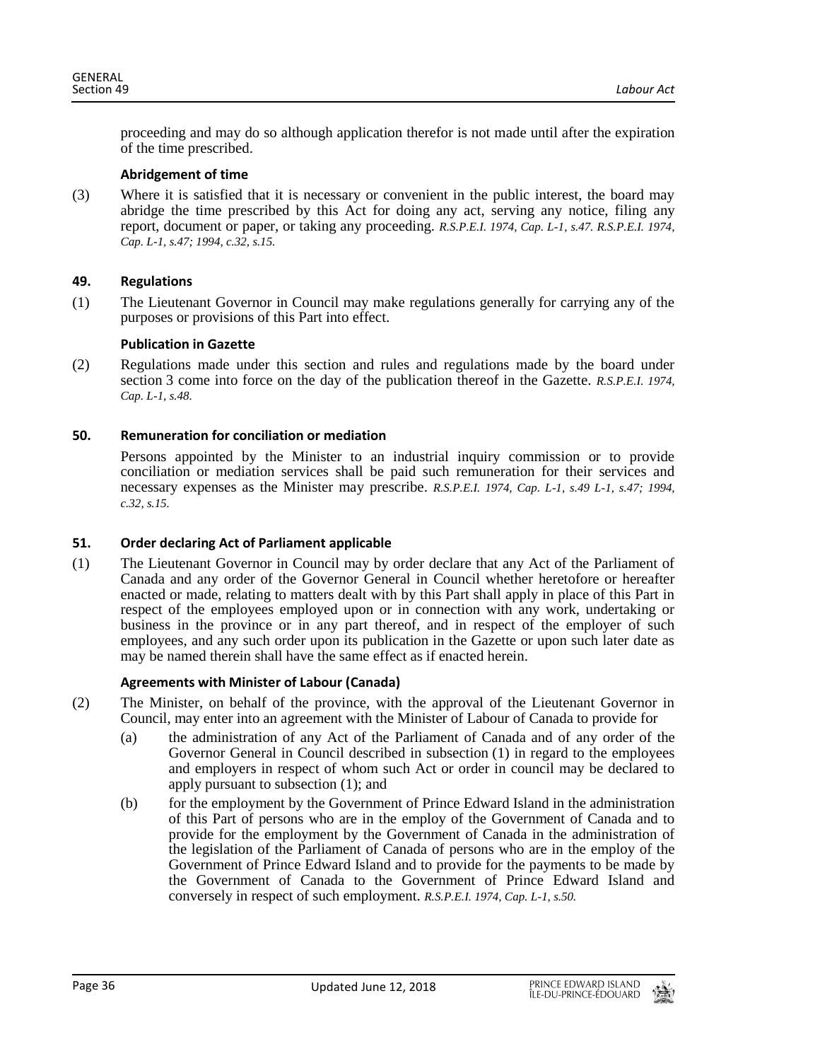proceeding and may do so although application therefor is not made until after the expiration of the time prescribed.

**Abridgement of time**

(3) Where it is satisfied that it is necessary or convenient in the public interest, the board may abridge the time prescribed by this Act for doing any act, serving any notice, filing any report, document or paper, or taking any proceeding. *R.S.P.E.I. 1974, Cap. L-1, s.47. R.S.P.E.I. 1974, Cap. L-1, s.47; 1994, c.32, s.15.*

### 49. Regulations

(1) The Lieutenant Governor in Council may make regulations generally for carrying any of the purposes or provisions of this Part into effect.

**Publication in Gazette**

(2) Regulations made under this section and rules and regulations made by the board under section 3 come into force on the day of the publication thereof in the Gazette. *R.S.P.E.I. 1974, Cap. L-1, s.48.*

### 50. Remuneration for conciliation or mediation

Persons appointed by the Minister to an industrial inquiry commission or to provide conciliation or mediation services shall be paid such remuneration for their services and necessary expenses as the Minister may prescribe. *R.S.P.E.I. 1974, Cap. L-1, s.49 L-1, s.47; 1994, c.32, s.15.*

### 51. Order declaring Act of Parliament applicable

(1) The Lieutenant Governor in Council may by order declare that any Act of the Parliament of Canada and any order of the Governor General in Council whether heretofore or hereafter enacted or made, relating to matters dealt with by this Part shall apply in place of this Part in respect of the employees employed upon or in connection with any work, undertaking or business in the province or in any part thereof, and in respect of the employer of such employees, and any such order upon its publication in the Gazette or upon such later date as may be named therein shall have the same effect as if enacted herein.

**Agreements with Minister of Labour (Canada)**

(2) The Minister, on behalf of the province, with the approval of the Lieutenant Governor in Council, may enter into an agreement with the Minister of Labour of Canada to provide for

- (a) the administration of any Act of the Parliament of Canada and of any order of the Governor General in Council described in subsection (1) in regard to the employees and employers in respect of whom such Act or order in council may be declared to apply pursuant to subsection (1); and
- (b) for the employment by the Government of Prince Edward Island in the administration of this Part of persons who are in the employ of the Government of Canada and to provide for the employment by the Government of Canada in the administration of the legislation of the Parliament of Canada of persons who are in the employ of the Government of Prince Edward Island and to provide for the payments to be made by the Government of Canada to the Government of Prince Edward Island and conversely in respect of such employment. *R.S.P.E.I. 1974, Cap. L-1, s.50.*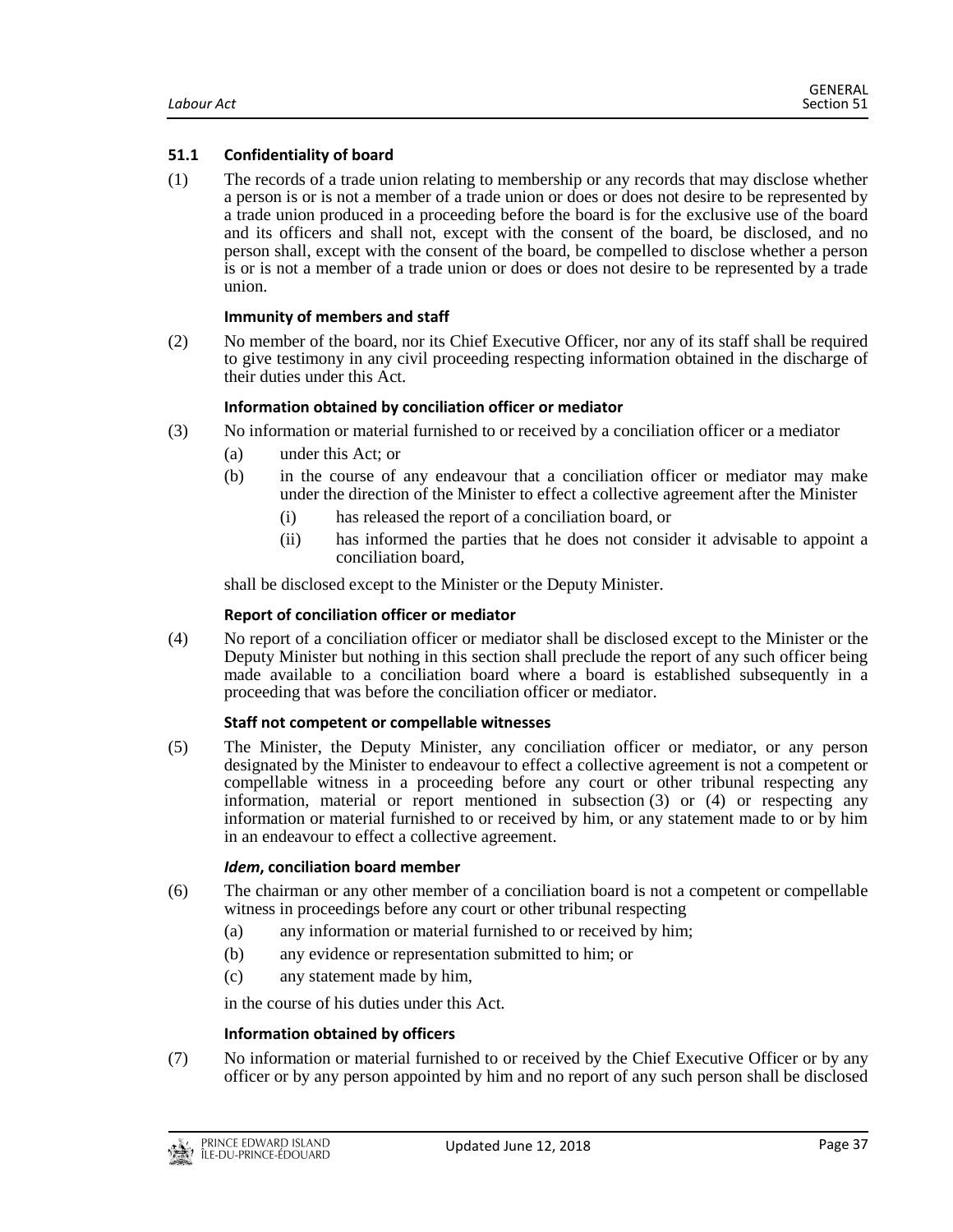### 51.1 Confidentiality of board

(1) The records of a trade union relating to membership or any records that may disclose whether a person is or is not a member of a trade union or does or does not desire to be represented by a trade union produced in a proceeding before the board is for the exclusive use of the board and its officers and shall not, except with the consent of the board, be disclosed, and no person shall, except with the consent of the board, be compelled to disclose whether a person is or is not a member of a trade union or does or does not desire to be represented by a trade union.

**Immunity of members and staff**

(2) No member of the board, nor its Chief Executive Officer, nor any of its staff shall be required to give testimony in any civil proceeding respecting information obtained in the discharge of their duties under this Act.

**Information obtained by conciliation officer or mediator**

(3) No information or material furnished to or received by a conciliation officer or a mediator

(a) under this Act; or

(b) in the course of any endeavour that a conciliation officer or mediator may make under the direction of the Minister to effect a collective agreement after the Minister

(i) has released the report of a conciliation board, or

(ii) has informed the parties that he does not consider it advisable to appoint a conciliation board,

shall be disclosed except to the Minister or the Deputy Minister.

**Report of conciliation officer or mediator**

(4) No report of a conciliation officer or mediator shall be disclosed except to the Minister or the Deputy Minister but nothing in this section shall preclude the report of any such officer being made available to a conciliation board where a board is established subsequently in a proceeding that was before the conciliation officer or mediator.

**Staff not competent or compellable witnesses**

(5) The Minister, the Deputy Minister, any conciliation officer or mediator, or any person designated by the Minister to endeavour to effect a collective agreement is not a competent or compellable witness in a proceeding before any court or other tribunal respecting any information, material or report mentioned in subsection (3) or (4) or respecting any information or material furnished to or received by him, or any statement made to or by him in an endeavour to effect a collective agreement.

***Idem*, conciliation board member**

(6) The chairman or any other member of a conciliation board is not a competent or compellable witness in proceedings before any court or other tribunal respecting

(a) any information or material furnished to or received by him;

(b) any evidence or representation submitted to him; or

(c) any statement made by him,

in the course of his duties under this Act.

**Information obtained by officers**

(7) No information or material furnished to or received by the Chief Executive Officer or by any officer or by any person appointed by him and no report of any such person shall be disclosed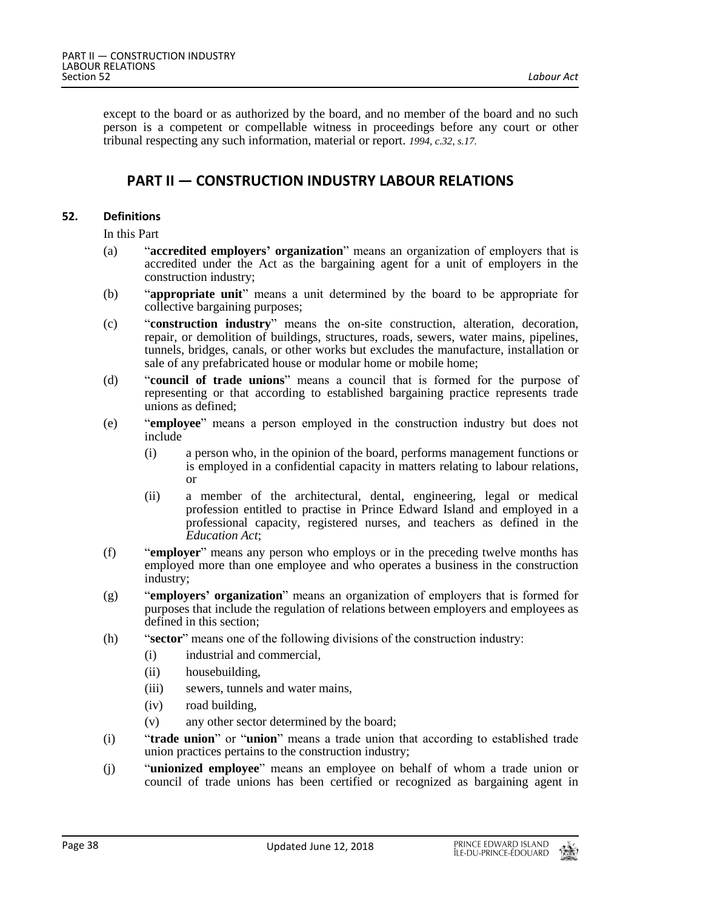except to the board or as authorized by the board, and no member of the board and no such person is a competent or compellable witness in proceedings before any court or other tribunal respecting any such information, material or report. *1994, c.32, s.17.*

## PART II — CONSTRUCTION INDUSTRY LABOUR RELATIONS

### 52. Definitions

In this Part

(a) "**accredited employers' organization**" means an organization of employers that is accredited under the Act as the bargaining agent for a unit of employers in the construction industry;

(b) "**appropriate unit**" means a unit determined by the board to be appropriate for collective bargaining purposes;

(c) "**construction industry**" means the on-site construction, alteration, decoration, repair, or demolition of buildings, structures, roads, sewers, water mains, pipelines, tunnels, bridges, canals, or other works but excludes the manufacture, installation or sale of any prefabricated house or modular home or mobile home;

(d) "**council of trade unions**" means a council that is formed for the purpose of representing or that according to established bargaining practice represents trade unions as defined;

(e) "**employee**" means a person employed in the construction industry but does not include

- (i) a person who, in the opinion of the board, performs management functions or is employed in a confidential capacity in matters relating to labour relations, or
- (ii) a member of the architectural, dental, engineering, legal or medical profession entitled to practise in Prince Edward Island and employed in a professional capacity, registered nurses, and teachers as defined in the *Education Act*;

(f) "**employer**" means any person who employs or in the preceding twelve months has employed more than one employee and who operates a business in the construction industry;

(g) "**employers' organization**" means an organization of employers that is formed for purposes that include the regulation of relations between employers and employees as defined in this section;

(h) "**sector**" means one of the following divisions of the construction industry:

- (i) industrial and commercial,
- (ii) housebuilding,
- (iii) sewers, tunnels and water mains,
- (iv) road building,
- (v) any other sector determined by the board;

(i) "**trade union**" or "**union**" means a trade union that according to established trade union practices pertains to the construction industry;

(j) "**unionized employee**" means an employee on behalf of whom a trade union or council of trade unions has been certified or recognized as bargaining agent in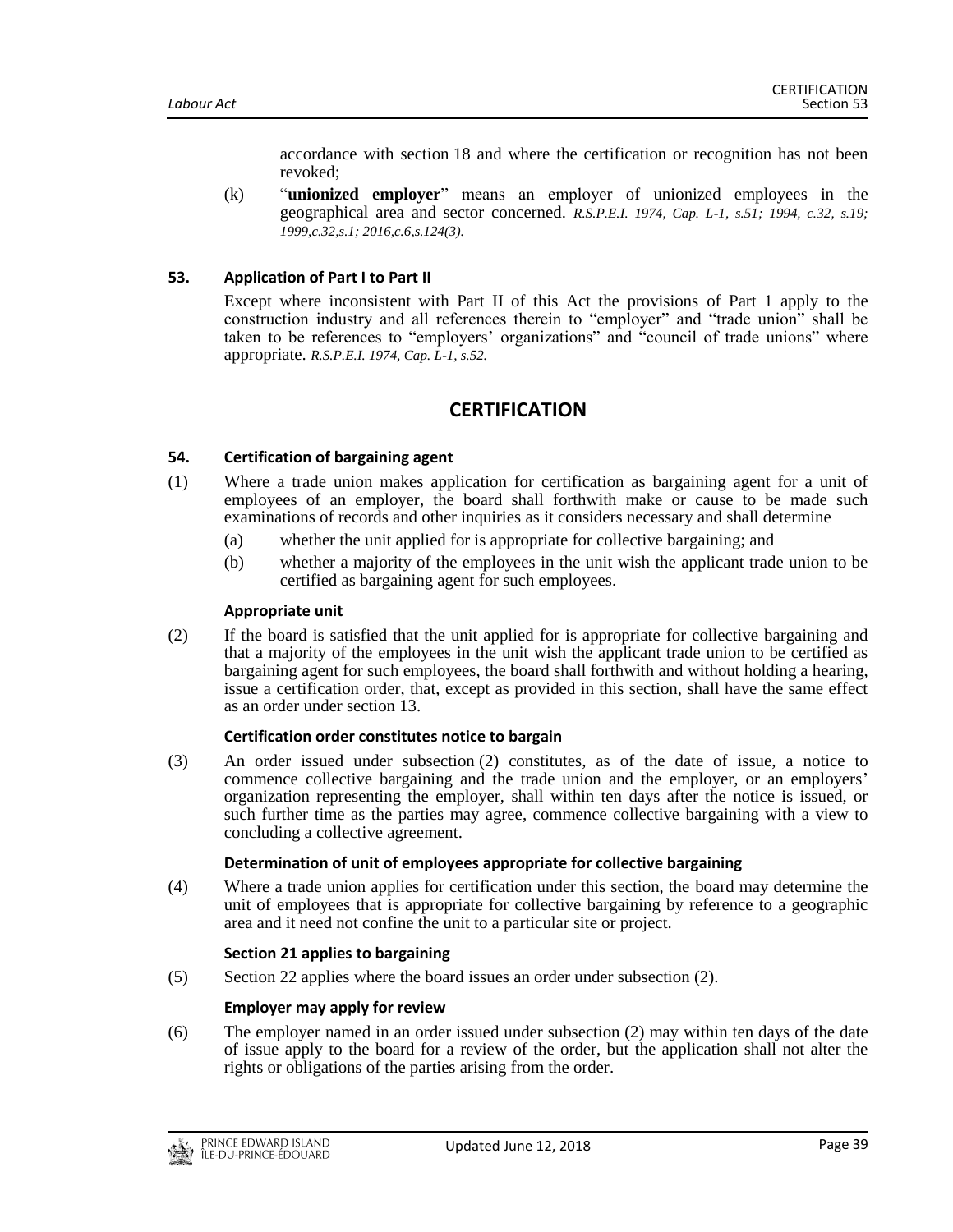accordance with section 18 and where the certification or recognition has not been revoked;

(k) "**unionized employer**" means an employer of unionized employees in the geographical area and sector concerned. *R.S.P.E.I. 1974, Cap. L-1, s.51; 1994, c.32, s.19; 1999,c.32,s.1; 2016,c.6,s.124(3).*

### 53. Application of Part I to Part II

Except where inconsistent with Part II of this Act the provisions of Part 1 apply to the construction industry and all references therein to "employer" and "trade union" shall be taken to be references to "employers' organizations" and "council of trade unions" where appropriate. *R.S.P.E.I. 1974, Cap. L-1, s.52.*

## CERTIFICATION

### 54. Certification of bargaining agent

(1) Where a trade union makes application for certification as bargaining agent for a unit of employees of an employer, the board shall forthwith make or cause to be made such examinations of records and other inquiries as it considers necessary and shall determine

(a) whether the unit applied for is appropriate for collective bargaining; and

(b) whether a majority of the employees in the unit wish the applicant trade union to be certified as bargaining agent for such employees.

#### Appropriate unit

(2) If the board is satisfied that the unit applied for is appropriate for collective bargaining and that a majority of the employees in the unit wish the applicant trade union to be certified as bargaining agent for such employees, the board shall forthwith and without holding a hearing, issue a certification order, that, except as provided in this section, shall have the same effect as an order under section 13.

#### Certification order constitutes notice to bargain

(3) An order issued under subsection (2) constitutes, as of the date of issue, a notice to commence collective bargaining and the trade union and the employer, or an employers' organization representing the employer, shall within ten days after the notice is issued, or such further time as the parties may agree, commence collective bargaining with a view to concluding a collective agreement.

#### Determination of unit of employees appropriate for collective bargaining

(4) Where a trade union applies for certification under this section, the board may determine the unit of employees that is appropriate for collective bargaining by reference to a geographic area and it need not confine the unit to a particular site or project.

#### Section 21 applies to bargaining

(5) Section 22 applies where the board issues an order under subsection (2).

#### Employer may apply for review

(6) The employer named in an order issued under subsection (2) may within ten days of the date of issue apply to the board for a review of the order, but the application shall not alter the rights or obligations of the parties arising from the order.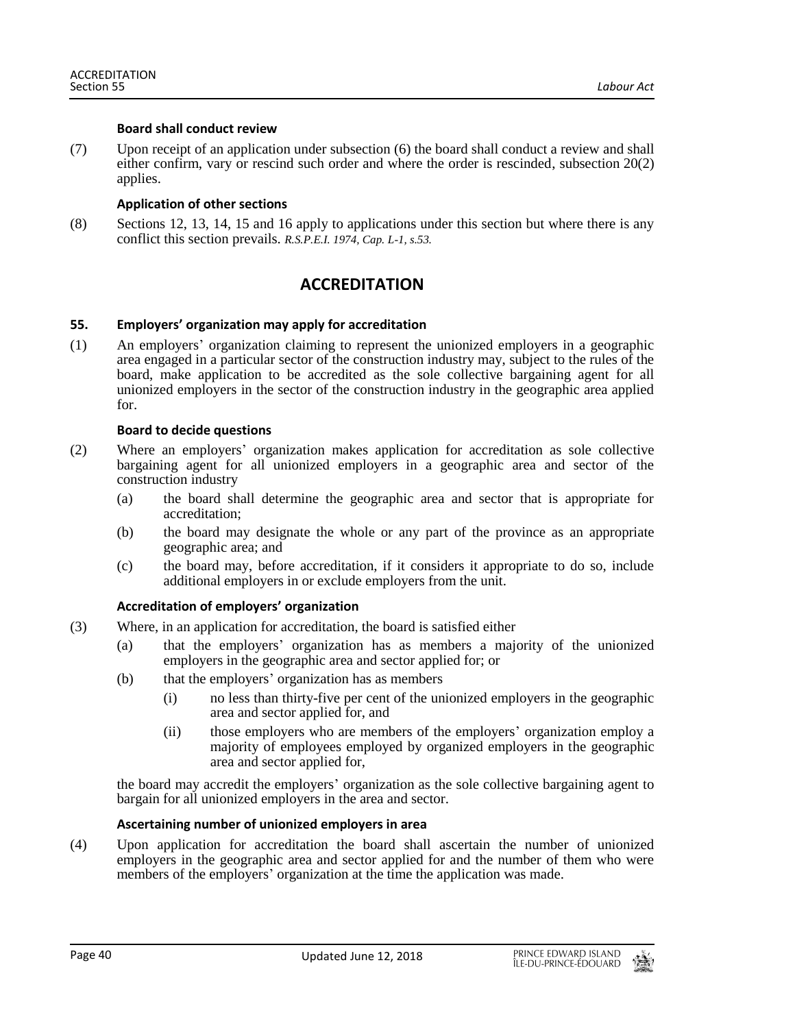**Board shall conduct review**

(7) Upon receipt of an application under subsection (6) the board shall conduct a review and shall either confirm, vary or rescind such order and where the order is rescinded, subsection 20(2) applies.

**Application of other sections**

(8) Sections 12, 13, 14, 15 and 16 apply to applications under this section but where there is any conflict this section prevails. *R.S.P.E.I. 1974, Cap. L-1, s.53.*

## ACCREDITATION

**55. Employers' organization may apply for accreditation**

(1) An employers' organization claiming to represent the unionized employers in a geographic area engaged in a particular sector of the construction industry may, subject to the rules of the board, make application to be accredited as the sole collective bargaining agent for all unionized employers in the sector of the construction industry in the geographic area applied for.

**Board to decide questions**

(2) Where an employers' organization makes application for accreditation as sole collective bargaining agent for all unionized employers in a geographic area and sector of the construction industry

- (a) the board shall determine the geographic area and sector that is appropriate for accreditation;
- (b) the board may designate the whole or any part of the province as an appropriate geographic area; and
- (c) the board may, before accreditation, if it considers it appropriate to do so, include additional employers in or exclude employers from the unit.

**Accreditation of employers' organization**

(3) Where, in an application for accreditation, the board is satisfied either

- (a) that the employers' organization has as members a majority of the unionized employers in the geographic area and sector applied for; or
- (b) that the employers' organization has as members
  - (i) no less than thirty-five per cent of the unionized employers in the geographic area and sector applied for, and
  - (ii) those employers who are members of the employers' organization employ a majority of employees employed by organized employers in the geographic area and sector applied for,

the board may accredit the employers' organization as the sole collective bargaining agent to bargain for all unionized employers in the area and sector.

**Ascertaining number of unionized employers in area**

(4) Upon application for accreditation the board shall ascertain the number of unionized employers in the geographic area and sector applied for and the number of them who were members of the employers' organization at the time the application was made.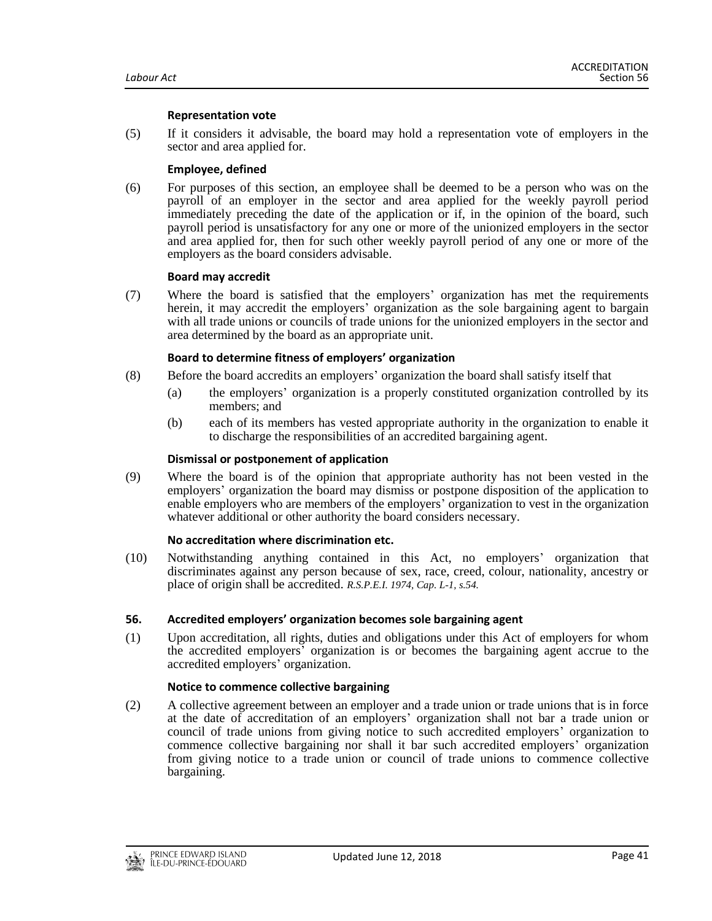**Representation vote**

(5) If it considers it advisable, the board may hold a representation vote of employers in the sector and area applied for.

**Employee, defined**

(6) For purposes of this section, an employee shall be deemed to be a person who was on the payroll of an employer in the sector and area applied for the weekly payroll period immediately preceding the date of the application or if, in the opinion of the board, such payroll period is unsatisfactory for any one or more of the unionized employers in the sector and area applied for, then for such other weekly payroll period of any one or more of the employers as the board considers advisable.

**Board may accredit**

(7) Where the board is satisfied that the employers' organization has met the requirements herein, it may accredit the employers' organization as the sole bargaining agent to bargain with all trade unions or councils of trade unions for the unionized employers in the sector and area determined by the board as an appropriate unit.

**Board to determine fitness of employers' organization**

(8) Before the board accredits an employers' organization the board shall satisfy itself that

(a) the employers' organization is a properly constituted organization controlled by its members; and

(b) each of its members has vested appropriate authority in the organization to enable it to discharge the responsibilities of an accredited bargaining agent.

**Dismissal or postponement of application**

(9) Where the board is of the opinion that appropriate authority has not been vested in the employers' organization the board may dismiss or postpone disposition of the application to enable employers who are members of the employers' organization to vest in the organization whatever additional or other authority the board considers necessary.

**No accreditation where discrimination etc.**

(10) Notwithstanding anything contained in this Act, no employers' organization that discriminates against any person because of sex, race, creed, colour, nationality, ancestry or place of origin shall be accredited. *R.S.P.E.I. 1974, Cap. L-1, s.54.*

**56. Accredited employers' organization becomes sole bargaining agent**

(1) Upon accreditation, all rights, duties and obligations under this Act of employers for whom the accredited employers' organization is or becomes the bargaining agent accrue to the accredited employers' organization.

**Notice to commence collective bargaining**

(2) A collective agreement between an employer and a trade union or trade unions that is in force at the date of accreditation of an employers' organization shall not bar a trade union or council of trade unions from giving notice to such accredited employers' organization to commence collective bargaining nor shall it bar such accredited employers' organization from giving notice to a trade union or council of trade unions to commence collective bargaining.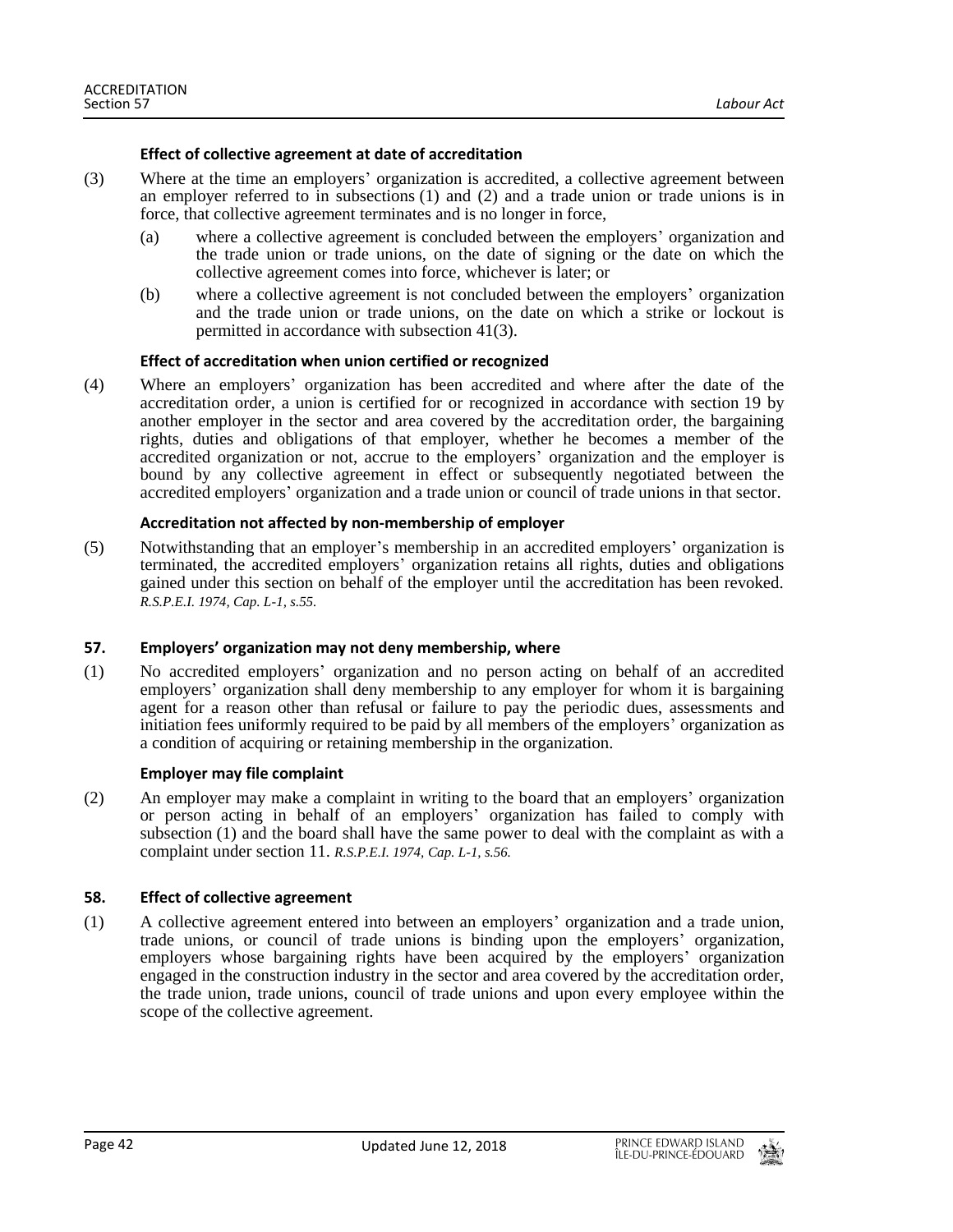**Effect of collective agreement at date of accreditation**

(3) Where at the time an employers' organization is accredited, a collective agreement between an employer referred to in subsections (1) and (2) and a trade union or trade unions is in force, that collective agreement terminates and is no longer in force,

(a) where a collective agreement is concluded between the employers' organization and the trade union or trade unions, on the date of signing or the date on which the collective agreement comes into force, whichever is later; or

(b) where a collective agreement is not concluded between the employers' organization and the trade union or trade unions, on the date on which a strike or lockout is permitted in accordance with subsection 41(3).

**Effect of accreditation when union certified or recognized**

(4) Where an employers' organization has been accredited and where after the date of the accreditation order, a union is certified for or recognized in accordance with section 19 by another employer in the sector and area covered by the accreditation order, the bargaining rights, duties and obligations of that employer, whether he becomes a member of the accredited organization or not, accrue to the employers' organization and the employer is bound by any collective agreement in effect or subsequently negotiated between the accredited employers' organization and a trade union or council of trade unions in that sector.

**Accreditation not affected by non-membership of employer**

(5) Notwithstanding that an employer's membership in an accredited employers' organization is terminated, the accredited employers' organization retains all rights, duties and obligations gained under this section on behalf of the employer until the accreditation has been revoked. *R.S.P.E.I. 1974, Cap. L-1, s.55.*

### 57. Employers' organization may not deny membership, where

(1) No accredited employers' organization and no person acting on behalf of an accredited employers' organization shall deny membership to any employer for whom it is bargaining agent for a reason other than refusal or failure to pay the periodic dues, assessments and initiation fees uniformly required to be paid by all members of the employers' organization as a condition of acquiring or retaining membership in the organization.

**Employer may file complaint**

(2) An employer may make a complaint in writing to the board that an employers' organization or person acting in behalf of an employers' organization has failed to comply with subsection (1) and the board shall have the same power to deal with the complaint as with a complaint under section 11. *R.S.P.E.I. 1974, Cap. L-1, s.56.*

### 58. Effect of collective agreement

(1) A collective agreement entered into between an employers' organization and a trade union, trade unions, or council of trade unions is binding upon the employers' organization, employers whose bargaining rights have been acquired by the employers' organization engaged in the construction industry in the sector and area covered by the accreditation order, the trade union, trade unions, council of trade unions and upon every employee within the scope of the collective agreement.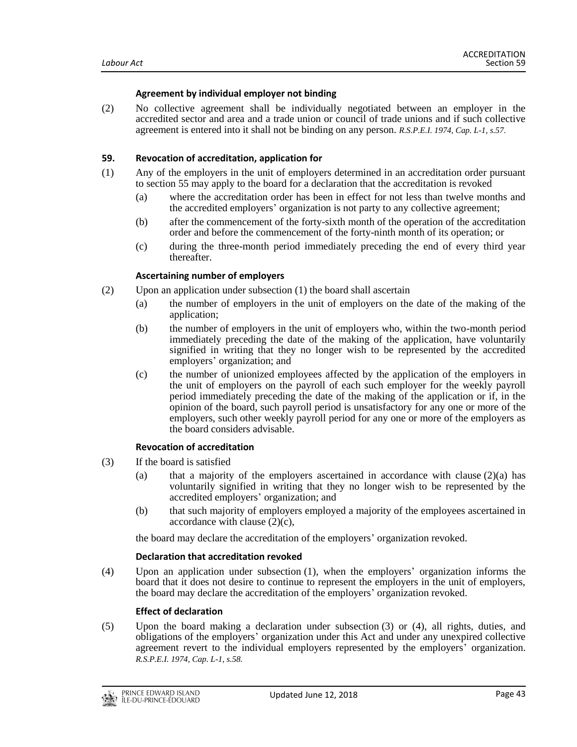#### Agreement by individual employer not binding

(2) No collective agreement shall be individually negotiated between an employer in the accredited sector and area and a trade union or council of trade unions and if such collective agreement is entered into it shall not be binding on any person. *R.S.P.E.I. 1974, Cap. L-1, s.57.*

### 59. Revocation of accreditation, application for

(1) Any of the employers in the unit of employers determined in an accreditation order pursuant to section 55 may apply to the board for a declaration that the accreditation is revoked

- (a) where the accreditation order has been in effect for not less than twelve months and the accredited employers' organization is not party to any collective agreement;
- (b) after the commencement of the forty-sixth month of the operation of the accreditation order and before the commencement of the forty-ninth month of its operation; or
- (c) during the three-month period immediately preceding the end of every third year thereafter.

#### Ascertaining number of employers

(2) Upon an application under subsection (1) the board shall ascertain

- (a) the number of employers in the unit of employers on the date of the making of the application;
- (b) the number of employers in the unit of employers who, within the two-month period immediately preceding the date of the making of the application, have voluntarily signified in writing that they no longer wish to be represented by the accredited employers' organization; and
- (c) the number of unionized employees affected by the application of the employers in the unit of employers on the payroll of each such employer for the weekly payroll period immediately preceding the date of the making of the application or if, in the opinion of the board, such payroll period is unsatisfactory for any one or more of the employers, such other weekly payroll period for any one or more of the employers as the board considers advisable.

#### Revocation of accreditation

(3) If the board is satisfied

- (a) that a majority of the employers ascertained in accordance with clause (2)(a) has voluntarily signified in writing that they no longer wish to be represented by the accredited employers' organization; and
- (b) that such majority of employers employed a majority of the employees ascertained in accordance with clause (2)(c),

the board may declare the accreditation of the employers' organization revoked.

#### Declaration that accreditation revoked

(4) Upon an application under subsection (1), when the employers' organization informs the board that it does not desire to continue to represent the employers in the unit of employers, the board may declare the accreditation of the employers' organization revoked.

#### Effect of declaration

(5) Upon the board making a declaration under subsection (3) or (4), all rights, duties, and obligations of the employers' organization under this Act and under any unexpired collective agreement revert to the individual employers represented by the employers' organization. *R.S.P.E.I. 1974, Cap. L-1, s.58.*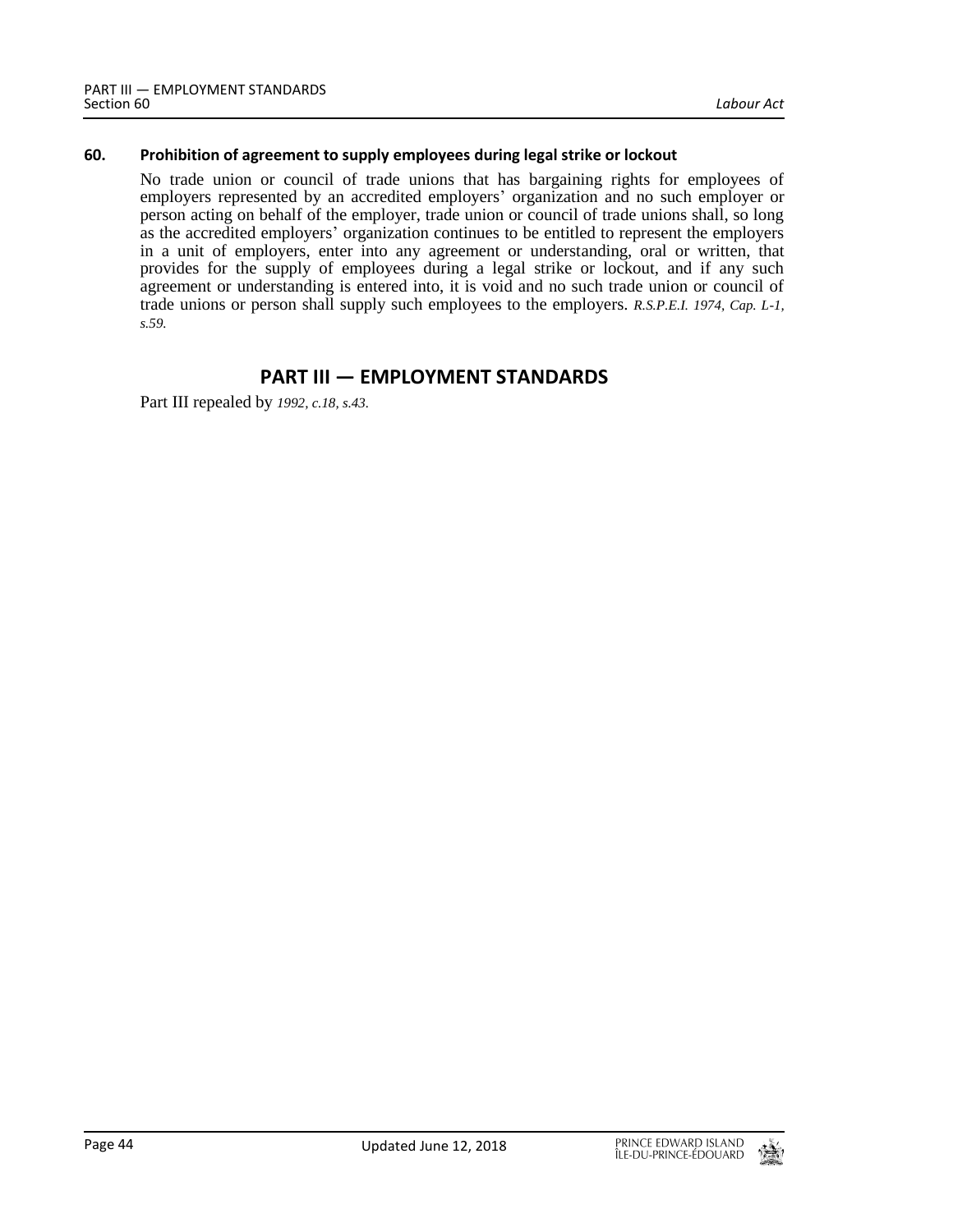**60. Prohibition of agreement to supply employees during legal strike or lockout**

No trade union or council of trade unions that has bargaining rights for employees of employers represented by an accredited employers' organization and no such employer or person acting on behalf of the employer, trade union or council of trade unions shall, so long as the accredited employers' organization continues to be entitled to represent the employers in a unit of employers, enter into any agreement or understanding, oral or written, that provides for the supply of employees during a legal strike or lockout, and if any such agreement or understanding is entered into, it is void and no such trade union or council of trade unions or person shall supply such employees to the employers. *R.S.P.E.I. 1974, Cap. L-1, s.59.*

## PART III — EMPLOYMENT STANDARDS

Part III repealed by *1992, c.18, s.43.*